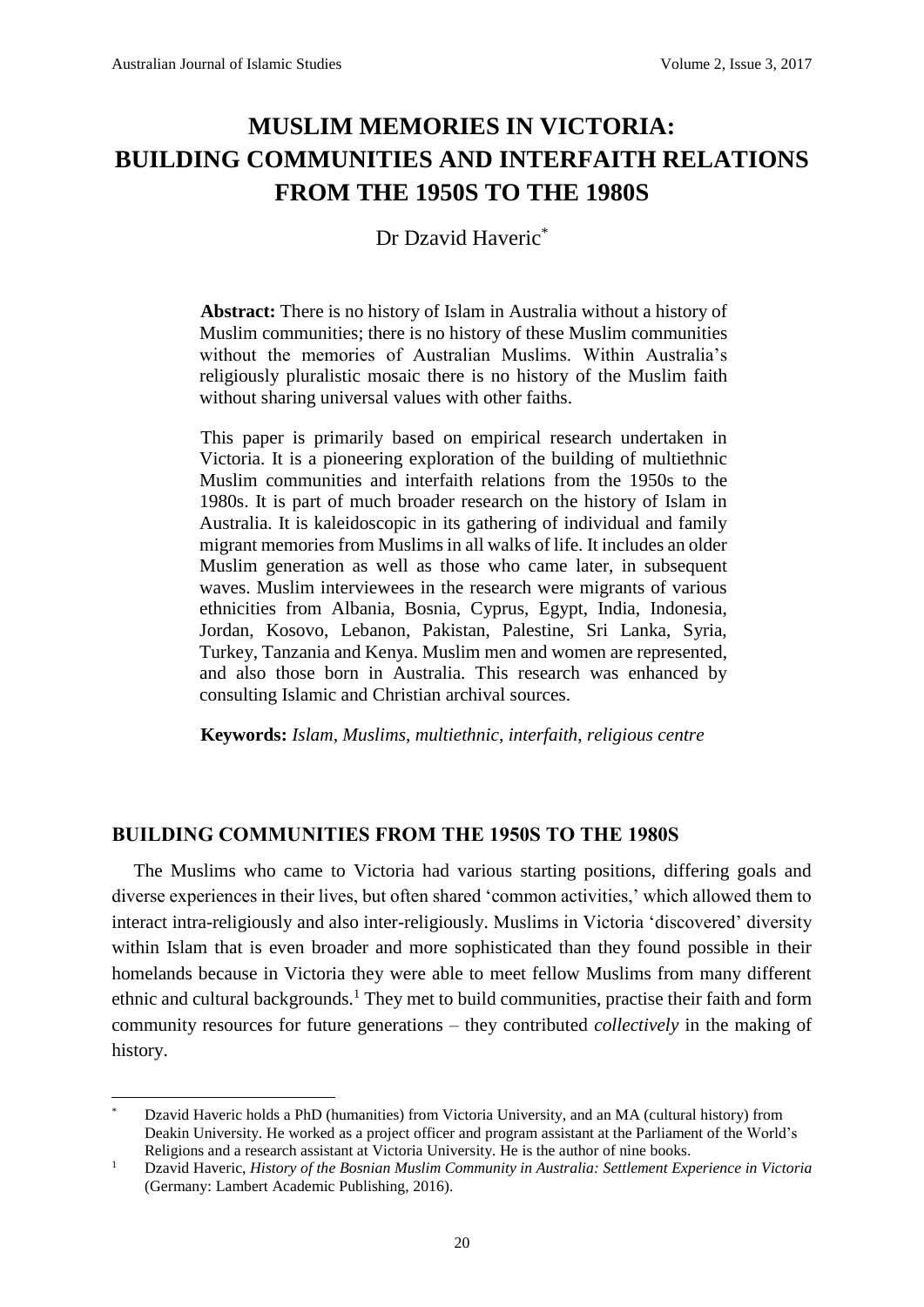# MUSLIM MEMORIES IN VICTORIA: BUILDING COMMUNITIES AND INTERFAITH RELATIONS FROM THE 1950S TO THE 1980S

Dr Dzavid Haveric[*]

**Abstract:** There is no history of Islam in Australia without a history of Muslim communities; there is no history of these Muslim communities without the memories of Australian Muslims. Within Australia's religiously pluralistic mosaic there is no history of the Muslim faith without sharing universal values with other faiths.

This paper is primarily based on empirical research undertaken in Victoria. It is a pioneering exploration of the building of multiethnic Muslim communities and interfaith relations from the 1950s to the 1980s. It is part of much broader research on the history of Islam in Australia. It is kaleidoscopic in its gathering of individual and family migrant memories from Muslims in all walks of life. It includes an older Muslim generation as well as those who came later, in subsequent waves. Muslim interviewees in the research were migrants of various ethnicities from Albania, Bosnia, Cyprus, Egypt, India, Indonesia, Jordan, Kosovo, Lebanon, Pakistan, Palestine, Sri Lanka, Syria, Turkey, Tanzania and Kenya. Muslim men and women are represented, and also those born in Australia. This research was enhanced by consulting Islamic and Christian archival sources.

**Keywords:** *Islam, Muslims, multiethnic, interfaith, religious centre*

## BUILDING COMMUNITIES FROM THE 1950S TO THE 1980S

The Muslims who came to Victoria had various starting positions, differing goals and diverse experiences in their lives, but often shared 'common activities,' which allowed them to interact intra-religiously and also inter-religiously. Muslims in Victoria 'discovered' diversity within Islam that is even broader and more sophisticated than they found possible in their homelands because in Victoria they were able to meet fellow Muslims from many different ethnic and cultural backgrounds.[1] They met to build communities, practise their faith and form community resources for future generations – they contributed *collectively* in the making of history.

---

[*] Dzavid Haveric holds a PhD (humanities) from Victoria University, and an MA (cultural history) from Deakin University. He worked as a project officer and program assistant at the Parliament of the World's Religions and a research assistant at Victoria University. He is the author of nine books.

[1] Dzavid Haveric, *History of the Bosnian Muslim Community in Australia: Settlement Experience in Victoria* (Germany: Lambert Academic Publishing, 2016).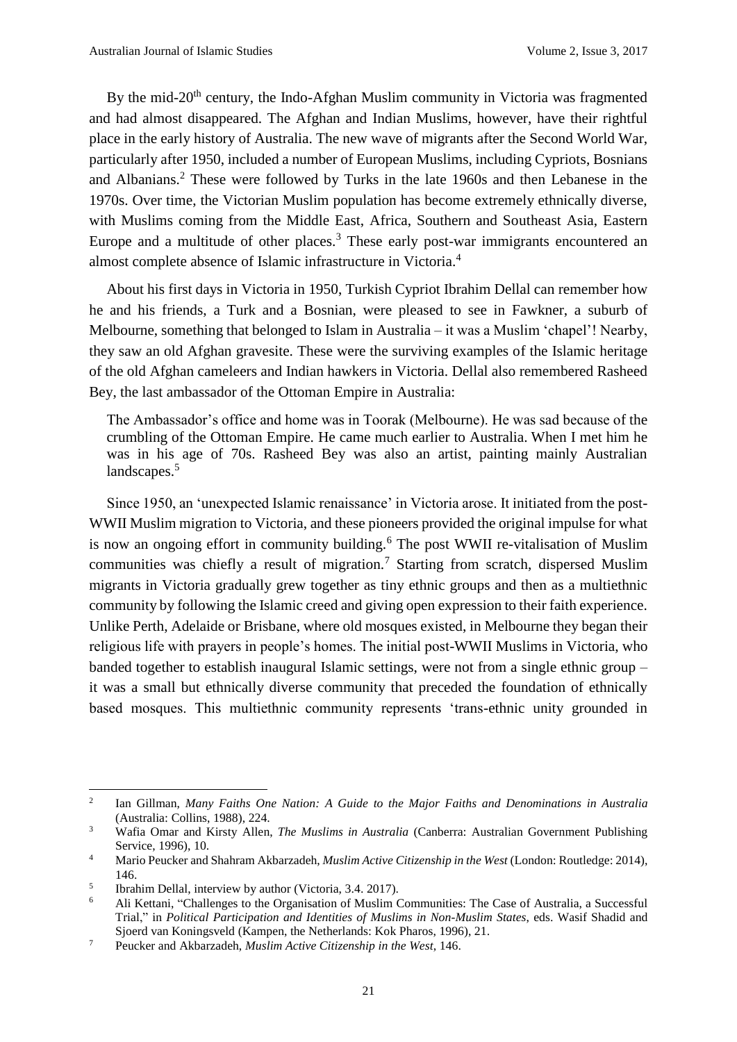By the mid-20th century, the Indo-Afghan Muslim community in Victoria was fragmented and had almost disappeared. The Afghan and Indian Muslims, however, have their rightful place in the early history of Australia. The new wave of migrants after the Second World War, particularly after 1950, included a number of European Muslims, including Cypriots, Bosnians and Albanians.[2] These were followed by Turks in the late 1960s and then Lebanese in the 1970s. Over time, the Victorian Muslim population has become extremely ethnically diverse, with Muslims coming from the Middle East, Africa, Southern and Southeast Asia, Eastern Europe and a multitude of other places.[3] These early post-war immigrants encountered an almost complete absence of Islamic infrastructure in Victoria.[4]

About his first days in Victoria in 1950, Turkish Cypriot Ibrahim Dellal can remember how he and his friends, a Turk and a Bosnian, were pleased to see in Fawkner, a suburb of Melbourne, something that belonged to Islam in Australia – it was a Muslim 'chapel'! Nearby, they saw an old Afghan gravesite. These were the surviving examples of the Islamic heritage of the old Afghan cameleers and Indian hawkers in Victoria. Dellal also remembered Rasheed Bey, the last ambassador of the Ottoman Empire in Australia:

> The Ambassador's office and home was in Toorak (Melbourne). He was sad because of the crumbling of the Ottoman Empire. He came much earlier to Australia. When I met him he was in his age of 70s. Rasheed Bey was also an artist, painting mainly Australian landscapes.[5]

Since 1950, an 'unexpected Islamic renaissance' in Victoria arose. It initiated from the post-WWII Muslim migration to Victoria, and these pioneers provided the original impulse for what is now an ongoing effort in community building.[6] The post WWII re-vitalisation of Muslim communities was chiefly a result of migration.[7] Starting from scratch, dispersed Muslim migrants in Victoria gradually grew together as tiny ethnic groups and then as a multiethnic community by following the Islamic creed and giving open expression to their faith experience. Unlike Perth, Adelaide or Brisbane, where old mosques existed, in Melbourne they began their religious life with prayers in people's homes. The initial post-WWII Muslims in Victoria, who banded together to establish inaugural Islamic settings, were not from a single ethnic group – it was a small but ethnically diverse community that preceded the foundation of ethnically based mosques. This multiethnic community represents 'trans-ethnic unity grounded in

---

[2] Ian Gillman, *Many Faiths One Nation: A Guide to the Major Faiths and Denominations in Australia* (Australia: Collins, 1988), 224.

[3] Wafia Omar and Kirsty Allen, *The Muslims in Australia* (Canberra: Australian Government Publishing Service, 1996), 10.

[4] Mario Peucker and Shahram Akbarzadeh, *Muslim Active Citizenship in the West* (London: Routledge: 2014), 146.

[5] Ibrahim Dellal, interview by author (Victoria, 3.4. 2017).

[6] Ali Kettani, "Challenges to the Organisation of Muslim Communities: The Case of Australia, a Successful Trial," in *Political Participation and Identities of Muslims in Non-Muslim States*, eds. Wasif Shadid and Sjoerd van Koningsveld (Kampen, the Netherlands: Kok Pharos, 1996), 21.

[7] Peucker and Akbarzadeh, *Muslim Active Citizenship in the West*, 146.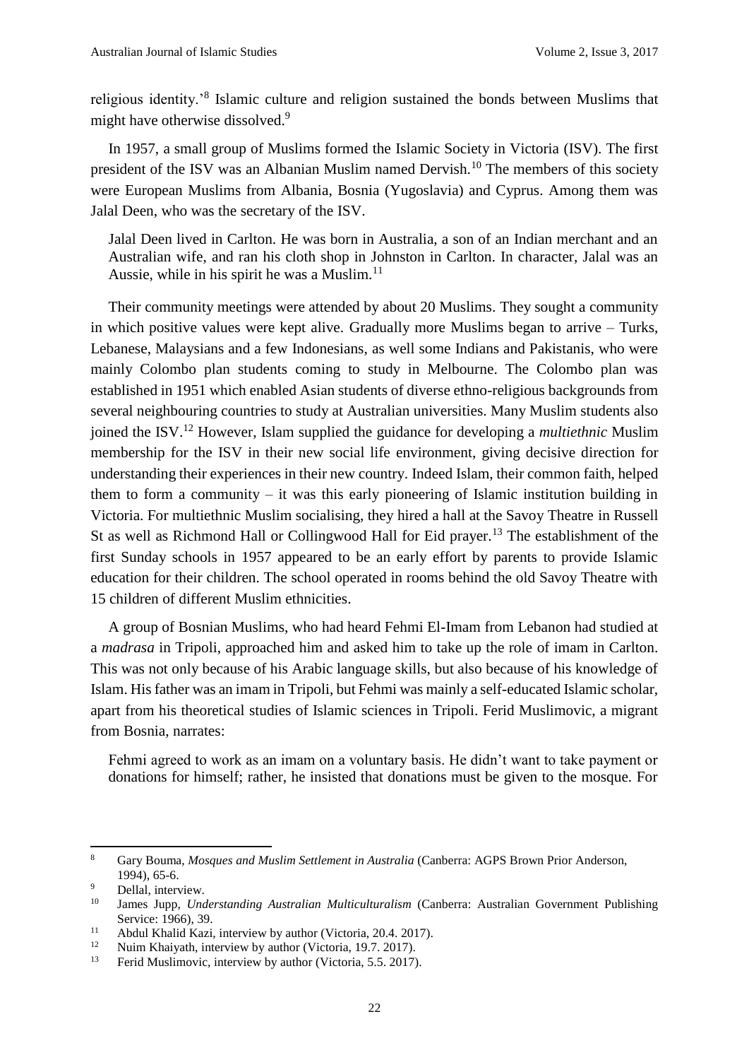religious identity.'[8] Islamic culture and religion sustained the bonds between Muslims that might have otherwise dissolved.[9]

In 1957, a small group of Muslims formed the Islamic Society in Victoria (ISV). The first president of the ISV was an Albanian Muslim named Dervish.[10] The members of this society were European Muslims from Albania, Bosnia (Yugoslavia) and Cyprus. Among them was Jalal Deen, who was the secretary of the ISV.

> Jalal Deen lived in Carlton. He was born in Australia, a son of an Indian merchant and an Australian wife, and ran his cloth shop in Johnston in Carlton. In character, Jalal was an Aussie, while in his spirit he was a Muslim.[11]

Their community meetings were attended by about 20 Muslims. They sought a community in which positive values were kept alive. Gradually more Muslims began to arrive – Turks, Lebanese, Malaysians and a few Indonesians, as well some Indians and Pakistanis, who were mainly Colombo plan students coming to study in Melbourne. The Colombo plan was established in 1951 which enabled Asian students of diverse ethno-religious backgrounds from several neighbouring countries to study at Australian universities. Many Muslim students also joined the ISV.[12] However, Islam supplied the guidance for developing a *multiethnic* Muslim membership for the ISV in their new social life environment, giving decisive direction for understanding their experiences in their new country. Indeed Islam, their common faith, helped them to form a community – it was this early pioneering of Islamic institution building in Victoria. For multiethnic Muslim socialising, they hired a hall at the Savoy Theatre in Russell St as well as Richmond Hall or Collingwood Hall for Eid prayer.[13] The establishment of the first Sunday schools in 1957 appeared to be an early effort by parents to provide Islamic education for their children. The school operated in rooms behind the old Savoy Theatre with 15 children of different Muslim ethnicities.

A group of Bosnian Muslims, who had heard Fehmi El-Imam from Lebanon had studied at a *madrasa* in Tripoli, approached him and asked him to take up the role of imam in Carlton. This was not only because of his Arabic language skills, but also because of his knowledge of Islam. His father was an imam in Tripoli, but Fehmi was mainly a self-educated Islamic scholar, apart from his theoretical studies of Islamic sciences in Tripoli. Ferid Muslimovic, a migrant from Bosnia, narrates:

> Fehmi agreed to work as an imam on a voluntary basis. He didn't want to take payment or donations for himself; rather, he insisted that donations must be given to the mosque. For

---

[8] Gary Bouma, *Mosques and Muslim Settlement in Australia* (Canberra: AGPS Brown Prior Anderson, 1994), 65-6.

[9] Dellal, interview.

[10] James Jupp, *Understanding Australian Multiculturalism* (Canberra: Australian Government Publishing Service: 1966), 39.

[11] Abdul Khalid Kazi, interview by author (Victoria, 20.4. 2017).

[12] Nuim Khaiyath, interview by author (Victoria, 19.7. 2017).

[13] Ferid Muslimovic, interview by author (Victoria, 5.5. 2017).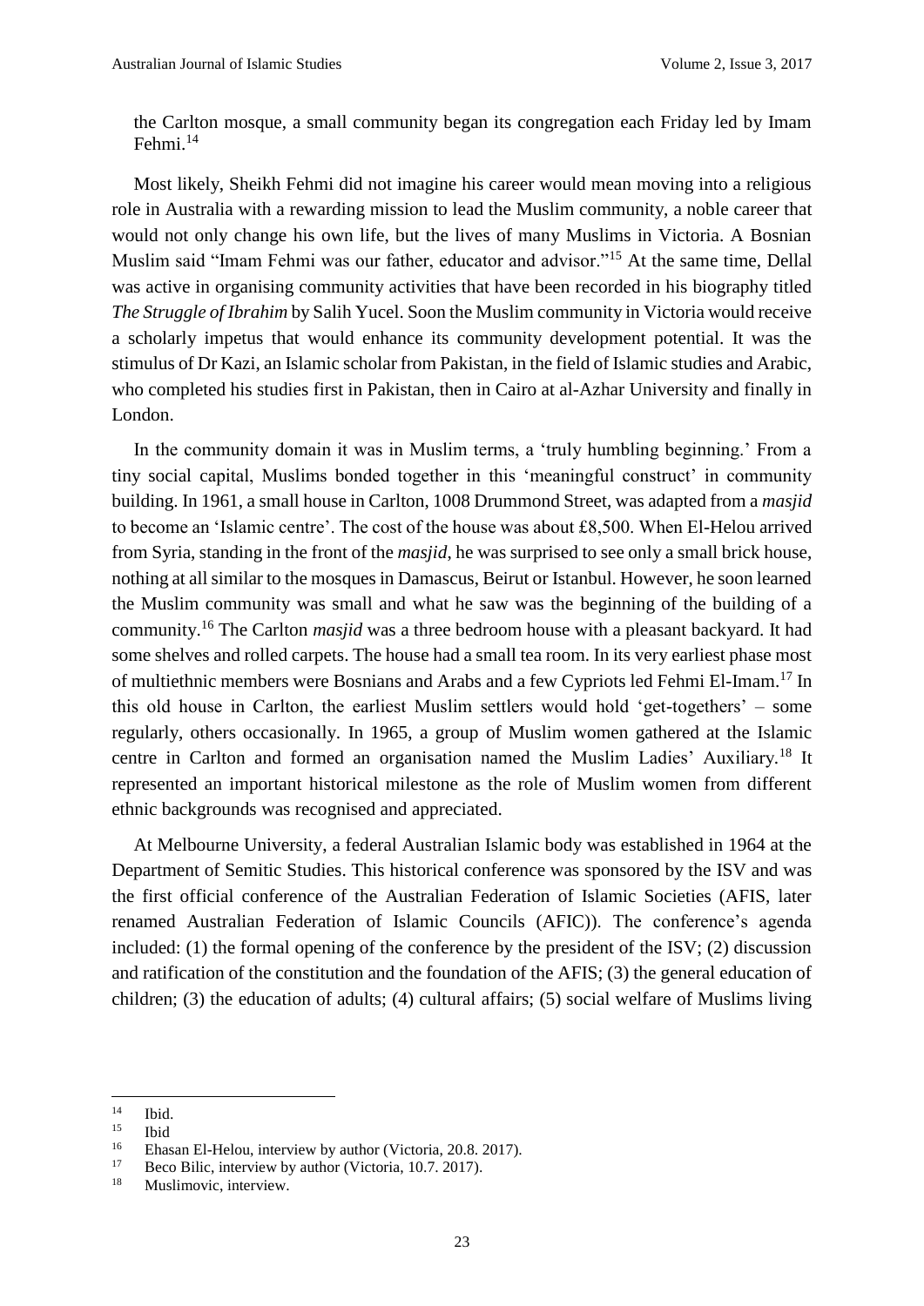the Carlton mosque, a small community began its congregation each Friday led by Imam Fehmi.[14]

Most likely, Sheikh Fehmi did not imagine his career would mean moving into a religious role in Australia with a rewarding mission to lead the Muslim community, a noble career that would not only change his own life, but the lives of many Muslims in Victoria. A Bosnian Muslim said "Imam Fehmi was our father, educator and advisor."[15] At the same time, Dellal was active in organising community activities that have been recorded in his biography titled *The Struggle of Ibrahim* by Salih Yucel. Soon the Muslim community in Victoria would receive a scholarly impetus that would enhance its community development potential. It was the stimulus of Dr Kazi, an Islamic scholar from Pakistan, in the field of Islamic studies and Arabic, who completed his studies first in Pakistan, then in Cairo at al-Azhar University and finally in London.

In the community domain it was in Muslim terms, a 'truly humbling beginning.' From a tiny social capital, Muslims bonded together in this 'meaningful construct' in community building. In 1961, a small house in Carlton, 1008 Drummond Street, was adapted from a *masjid* to become an 'Islamic centre'. The cost of the house was about £8,500. When El-Helou arrived from Syria, standing in the front of the *masjid*, he was surprised to see only a small brick house, nothing at all similar to the mosques in Damascus, Beirut or Istanbul. However, he soon learned the Muslim community was small and what he saw was the beginning of the building of a community.[16] The Carlton *masjid* was a three bedroom house with a pleasant backyard. It had some shelves and rolled carpets. The house had a small tea room. In its very earliest phase most of multiethnic members were Bosnians and Arabs and a few Cypriots led Fehmi El-Imam.[17] In this old house in Carlton, the earliest Muslim settlers would hold 'get-togethers' – some regularly, others occasionally. In 1965, a group of Muslim women gathered at the Islamic centre in Carlton and formed an organisation named the Muslim Ladies' Auxiliary.[18] It represented an important historical milestone as the role of Muslim women from different ethnic backgrounds was recognised and appreciated.

At Melbourne University, a federal Australian Islamic body was established in 1964 at the Department of Semitic Studies. This historical conference was sponsored by the ISV and was the first official conference of the Australian Federation of Islamic Societies (AFIS, later renamed Australian Federation of Islamic Councils (AFIC)). The conference's agenda included: (1) the formal opening of the conference by the president of the ISV; (2) discussion and ratification of the constitution and the foundation of the AFIS; (3) the general education of children; (3) the education of adults; (4) cultural affairs; (5) social welfare of Muslims living

[14] Ibid.

[15] Ibid

[16] Ehasan El-Helou, interview by author (Victoria, 20.8. 2017).

[17] Beco Bilic, interview by author (Victoria, 10.7. 2017).

[18] Muslimovic, interview.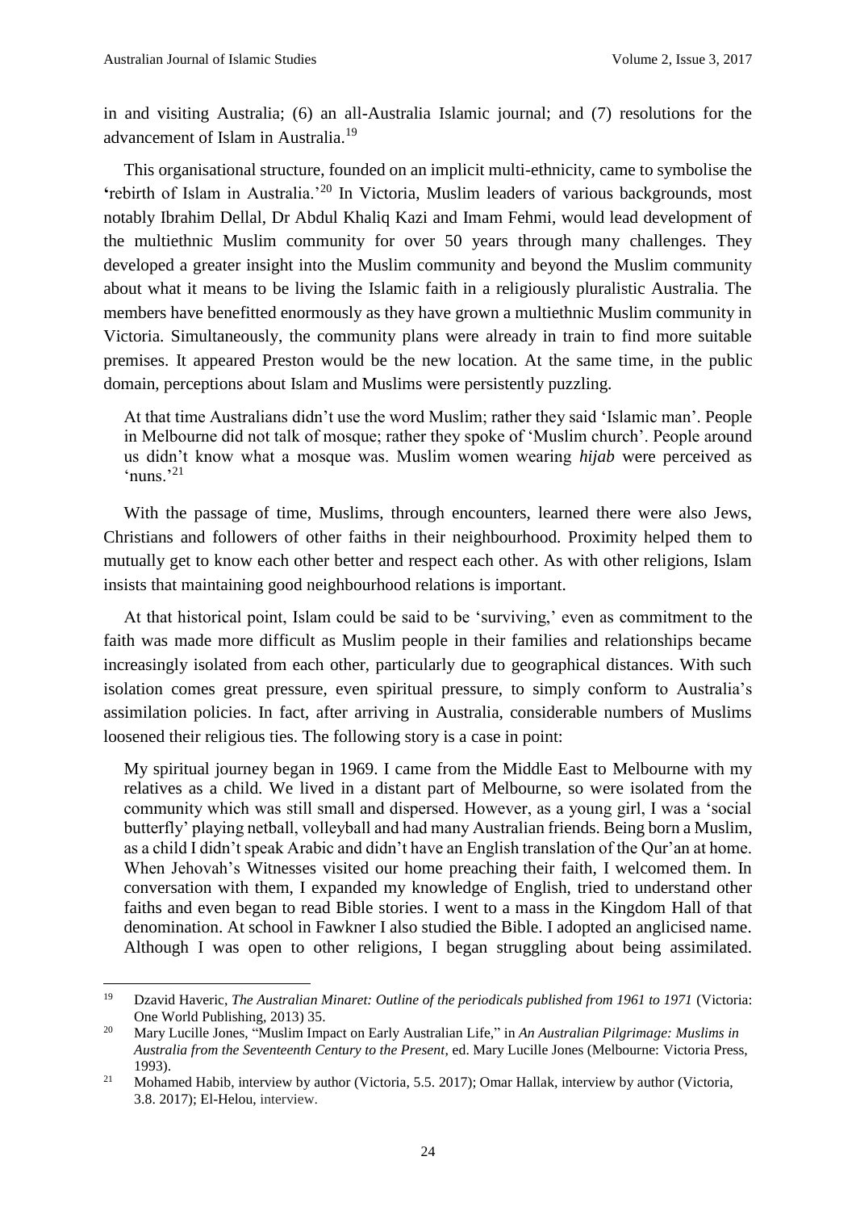in and visiting Australia; (6) an all-Australia Islamic journal; and (7) resolutions for the advancement of Islam in Australia.[19]

This organisational structure, founded on an implicit multi-ethnicity, came to symbolise the 'rebirth of Islam in Australia.'[20] In Victoria, Muslim leaders of various backgrounds, most notably Ibrahim Dellal, Dr Abdul Khaliq Kazi and Imam Fehmi, would lead development of the multiethnic Muslim community for over 50 years through many challenges. They developed a greater insight into the Muslim community and beyond the Muslim community about what it means to be living the Islamic faith in a religiously pluralistic Australia. The members have benefitted enormously as they have grown a multiethnic Muslim community in Victoria. Simultaneously, the community plans were already in train to find more suitable premises. It appeared Preston would be the new location. At the same time, in the public domain, perceptions about Islam and Muslims were persistently puzzling.

> At that time Australians didn't use the word Muslim; rather they said 'Islamic man'. People in Melbourne did not talk of mosque; rather they spoke of 'Muslim church'. People around us didn't know what a mosque was. Muslim women wearing *hijab* were perceived as 'nuns.'[21]

With the passage of time, Muslims, through encounters, learned there were also Jews, Christians and followers of other faiths in their neighbourhood. Proximity helped them to mutually get to know each other better and respect each other. As with other religions, Islam insists that maintaining good neighbourhood relations is important.

At that historical point, Islam could be said to be 'surviving,' even as commitment to the faith was made more difficult as Muslim people in their families and relationships became increasingly isolated from each other, particularly due to geographical distances. With such isolation comes great pressure, even spiritual pressure, to simply conform to Australia's assimilation policies. In fact, after arriving in Australia, considerable numbers of Muslims loosened their religious ties. The following story is a case in point:

> My spiritual journey began in 1969. I came from the Middle East to Melbourne with my relatives as a child. We lived in a distant part of Melbourne, so were isolated from the community which was still small and dispersed. However, as a young girl, I was a 'social butterfly' playing netball, volleyball and had many Australian friends. Being born a Muslim, as a child I didn't speak Arabic and didn't have an English translation of the Qur'an at home. When Jehovah's Witnesses visited our home preaching their faith, I welcomed them. In conversation with them, I expanded my knowledge of English, tried to understand other faiths and even began to read Bible stories. I went to a mass in the Kingdom Hall of that denomination. At school in Fawkner I also studied the Bible. I adopted an anglicised name. Although I was open to other religions, I began struggling about being assimilated.

---

[19] Dzavid Haveric, *The Australian Minaret: Outline of the periodicals published from 1961 to 1971* (Victoria: One World Publishing, 2013) 35.

[20] Mary Lucille Jones, "Muslim Impact on Early Australian Life," in *An Australian Pilgrimage: Muslims in Australia from the Seventeenth Century to the Present*, ed. Mary Lucille Jones (Melbourne: Victoria Press, 1993).

[21] Mohamed Habib, interview by author (Victoria, 5.5. 2017); Omar Hallak, interview by author (Victoria, 3.8. 2017); El-Helou, interview.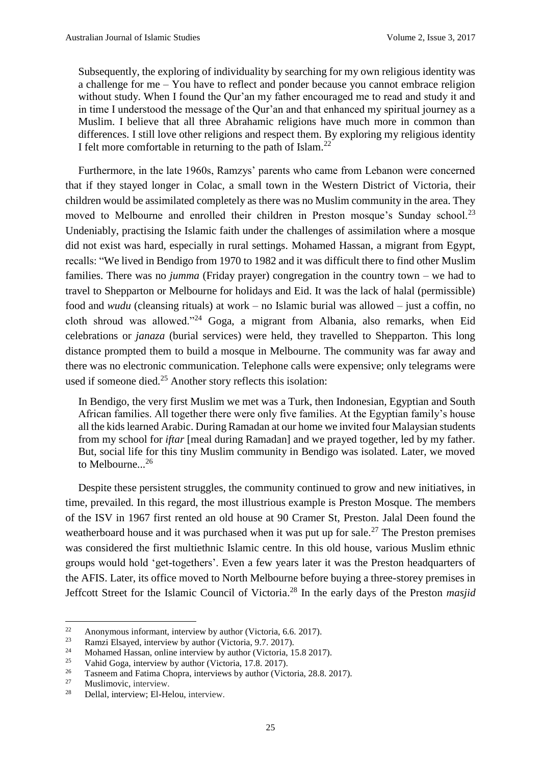> Subsequently, the exploring of individuality by searching for my own religious identity was a challenge for me – You have to reflect and ponder because you cannot embrace religion without study. When I found the Qur'an my father encouraged me to read and study it and in time I understood the message of the Qur'an and that enhanced my spiritual journey as a Muslim. I believe that all three Abrahamic religions have much more in common than differences. I still love other religions and respect them. By exploring my religious identity I felt more comfortable in returning to the path of Islam.[22]

Furthermore, in the late 1960s, Ramzys' parents who came from Lebanon were concerned that if they stayed longer in Colac, a small town in the Western District of Victoria, their children would be assimilated completely as there was no Muslim community in the area. They moved to Melbourne and enrolled their children in Preston mosque's Sunday school.[23] Undeniably, practising the Islamic faith under the challenges of assimilation where a mosque did not exist was hard, especially in rural settings. Mohamed Hassan, a migrant from Egypt, recalls: "We lived in Bendigo from 1970 to 1982 and it was difficult there to find other Muslim families. There was no *jumma* (Friday prayer) congregation in the country town – we had to travel to Shepparton or Melbourne for holidays and Eid. It was the lack of halal (permissible) food and *wudu* (cleansing rituals) at work – no Islamic burial was allowed – just a coffin, no cloth shroud was allowed."[24] Goga, a migrant from Albania, also remarks, when Eid celebrations or *janaza* (burial services) were held, they travelled to Shepparton. This long distance prompted them to build a mosque in Melbourne. The community was far away and there was no electronic communication. Telephone calls were expensive; only telegrams were used if someone died.[25] Another story reflects this isolation:

> In Bendigo, the very first Muslim we met was a Turk, then Indonesian, Egyptian and South African families. All together there were only five families. At the Egyptian family's house all the kids learned Arabic. During Ramadan at our home we invited four Malaysian students from my school for *iftar* [meal during Ramadan] and we prayed together, led by my father. But, social life for this tiny Muslim community in Bendigo was isolated. Later, we moved to Melbourne...[26]

Despite these persistent struggles, the community continued to grow and new initiatives, in time, prevailed. In this regard, the most illustrious example is Preston Mosque. The members of the ISV in 1967 first rented an old house at 90 Cramer St, Preston. Jalal Deen found the weatherboard house and it was purchased when it was put up for sale.[27] The Preston premises was considered the first multiethnic Islamic centre. In this old house, various Muslim ethnic groups would hold 'get-togethers'. Even a few years later it was the Preston headquarters of the AFIS. Later, its office moved to North Melbourne before buying a three-storey premises in Jeffcott Street for the Islamic Council of Victoria.[28] In the early days of the Preston *masjid*

---

[22] Anonymous informant, interview by author (Victoria, 6.6. 2017).
[23] Ramzi Elsayed, interview by author (Victoria, 9.7. 2017).
[24] Mohamed Hassan, online interview by author (Victoria, 15.8 2017).
[25] Vahid Goga, interview by author (Victoria, 17.8. 2017).
[26] Tasneem and Fatima Chopra, interviews by author (Victoria, 28.8. 2017).
[27] Muslimovic, interview.
[28] Dellal, interview; El-Helou, interview.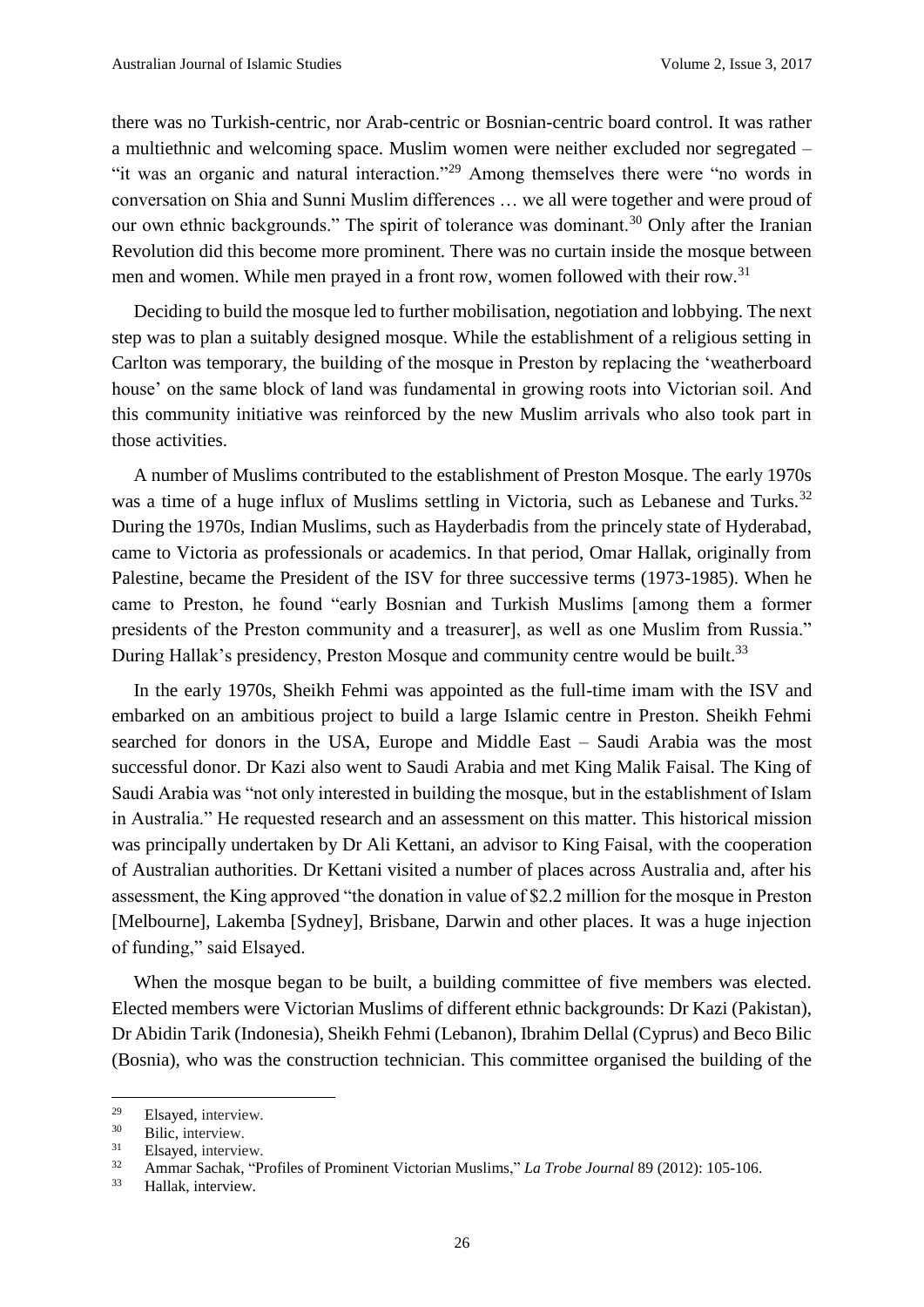there was no Turkish-centric, nor Arab-centric or Bosnian-centric board control. It was rather a multiethnic and welcoming space. Muslim women were neither excluded nor segregated – "it was an organic and natural interaction."[29] Among themselves there were "no words in conversation on Shia and Sunni Muslim differences … we all were together and were proud of our own ethnic backgrounds." The spirit of tolerance was dominant.[30] Only after the Iranian Revolution did this become more prominent. There was no curtain inside the mosque between men and women. While men prayed in a front row, women followed with their row.[31]

Deciding to build the mosque led to further mobilisation, negotiation and lobbying. The next step was to plan a suitably designed mosque. While the establishment of a religious setting in Carlton was temporary, the building of the mosque in Preston by replacing the 'weatherboard house' on the same block of land was fundamental in growing roots into Victorian soil. And this community initiative was reinforced by the new Muslim arrivals who also took part in those activities.

A number of Muslims contributed to the establishment of Preston Mosque. The early 1970s was a time of a huge influx of Muslims settling in Victoria, such as Lebanese and Turks.[32] During the 1970s, Indian Muslims, such as Hayderbadis from the princely state of Hyderabad, came to Victoria as professionals or academics. In that period, Omar Hallak, originally from Palestine, became the President of the ISV for three successive terms (1973-1985). When he came to Preston, he found "early Bosnian and Turkish Muslims [among them a former presidents of the Preston community and a treasurer], as well as one Muslim from Russia." During Hallak's presidency, Preston Mosque and community centre would be built.[33]

In the early 1970s, Sheikh Fehmi was appointed as the full-time imam with the ISV and embarked on an ambitious project to build a large Islamic centre in Preston. Sheikh Fehmi searched for donors in the USA, Europe and Middle East – Saudi Arabia was the most successful donor. Dr Kazi also went to Saudi Arabia and met King Malik Faisal. The King of Saudi Arabia was "not only interested in building the mosque, but in the establishment of Islam in Australia." He requested research and an assessment on this matter. This historical mission was principally undertaken by Dr Ali Kettani, an advisor to King Faisal, with the cooperation of Australian authorities. Dr Kettani visited a number of places across Australia and, after his assessment, the King approved "the donation in value of $2.2 million for the mosque in Preston [Melbourne], Lakemba [Sydney], Brisbane, Darwin and other places. It was a huge injection of funding," said Elsayed.

When the mosque began to be built, a building committee of five members was elected. Elected members were Victorian Muslims of different ethnic backgrounds: Dr Kazi (Pakistan), Dr Abidin Tarik (Indonesia), Sheikh Fehmi (Lebanon), Ibrahim Dellal (Cyprus) and Beco Bilic (Bosnia), who was the construction technician. This committee organised the building of the

---

[29] Elsayed, interview.

[30] Bilic, interview.

[31] Elsayed, interview.

[32] Ammar Sachak, "Profiles of Prominent Victorian Muslims," *La Trobe Journal* 89 (2012): 105-106.

[33] Hallak, interview.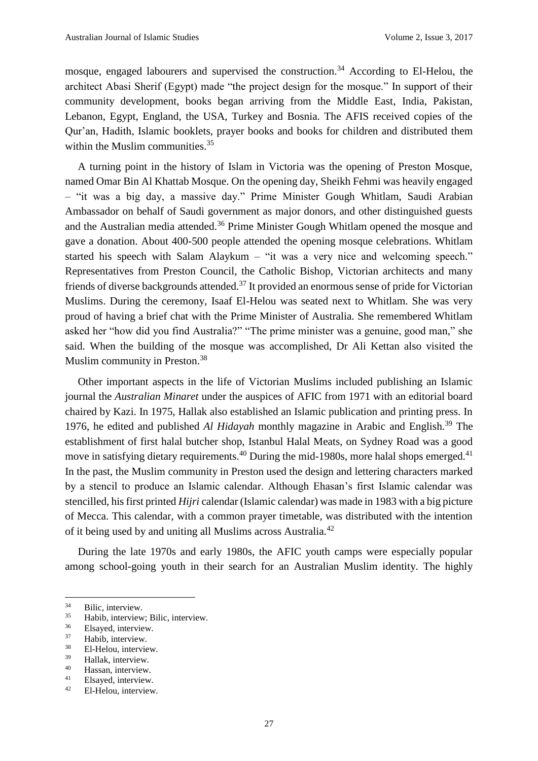mosque, engaged labourers and supervised the construction.[34] According to El-Helou, the architect Abasi Sherif (Egypt) made "the project design for the mosque." In support of their community development, books began arriving from the Middle East, India, Pakistan, Lebanon, Egypt, England, the USA, Turkey and Bosnia. The AFIS received copies of the Qur'an, Hadith, Islamic booklets, prayer books and books for children and distributed them within the Muslim communities.[35]

A turning point in the history of Islam in Victoria was the opening of Preston Mosque, named Omar Bin Al Khattab Mosque. On the opening day, Sheikh Fehmi was heavily engaged – "it was a big day, a massive day." Prime Minister Gough Whitlam, Saudi Arabian Ambassador on behalf of Saudi government as major donors, and other distinguished guests and the Australian media attended.[36] Prime Minister Gough Whitlam opened the mosque and gave a donation. About 400-500 people attended the opening mosque celebrations. Whitlam started his speech with Salam Alaykum – "it was a very nice and welcoming speech." Representatives from Preston Council, the Catholic Bishop, Victorian architects and many friends of diverse backgrounds attended.[37] It provided an enormous sense of pride for Victorian Muslims. During the ceremony, Isaaf El-Helou was seated next to Whitlam. She was very proud of having a brief chat with the Prime Minister of Australia. She remembered Whitlam asked her "how did you find Australia?" "The prime minister was a genuine, good man," she said. When the building of the mosque was accomplished, Dr Ali Kettan also visited the Muslim community in Preston.[38]

Other important aspects in the life of Victorian Muslims included publishing an Islamic journal the *Australian Minaret* under the auspices of AFIC from 1971 with an editorial board chaired by Kazi. In 1975, Hallak also established an Islamic publication and printing press. In 1976, he edited and published *Al Hidayah* monthly magazine in Arabic and English.[39] The establishment of first halal butcher shop, Istanbul Halal Meats, on Sydney Road was a good move in satisfying dietary requirements.[40] During the mid-1980s, more halal shops emerged.[41] In the past, the Muslim community in Preston used the design and lettering characters marked by a stencil to produce an Islamic calendar. Although Ehasan's first Islamic calendar was stencilled, his first printed *Hijri* calendar (Islamic calendar) was made in 1983 with a big picture of Mecca. This calendar, with a common prayer timetable, was distributed with the intention of it being used by and uniting all Muslims across Australia.[42]

During the late 1970s and early 1980s, the AFIC youth camps were especially popular among school-going youth in their search for an Australian Muslim identity. The highly

---

[34] Bilic, interview.
[35] Habib, interview; Bilic, interview.
[36] Elsayed, interview.
[37] Habib, interview.
[38] El-Helou, interview.
[39] Hallak, interview.
[40] Hassan, interview.
[41] Elsayed, interview.
[42] El-Helou, interview.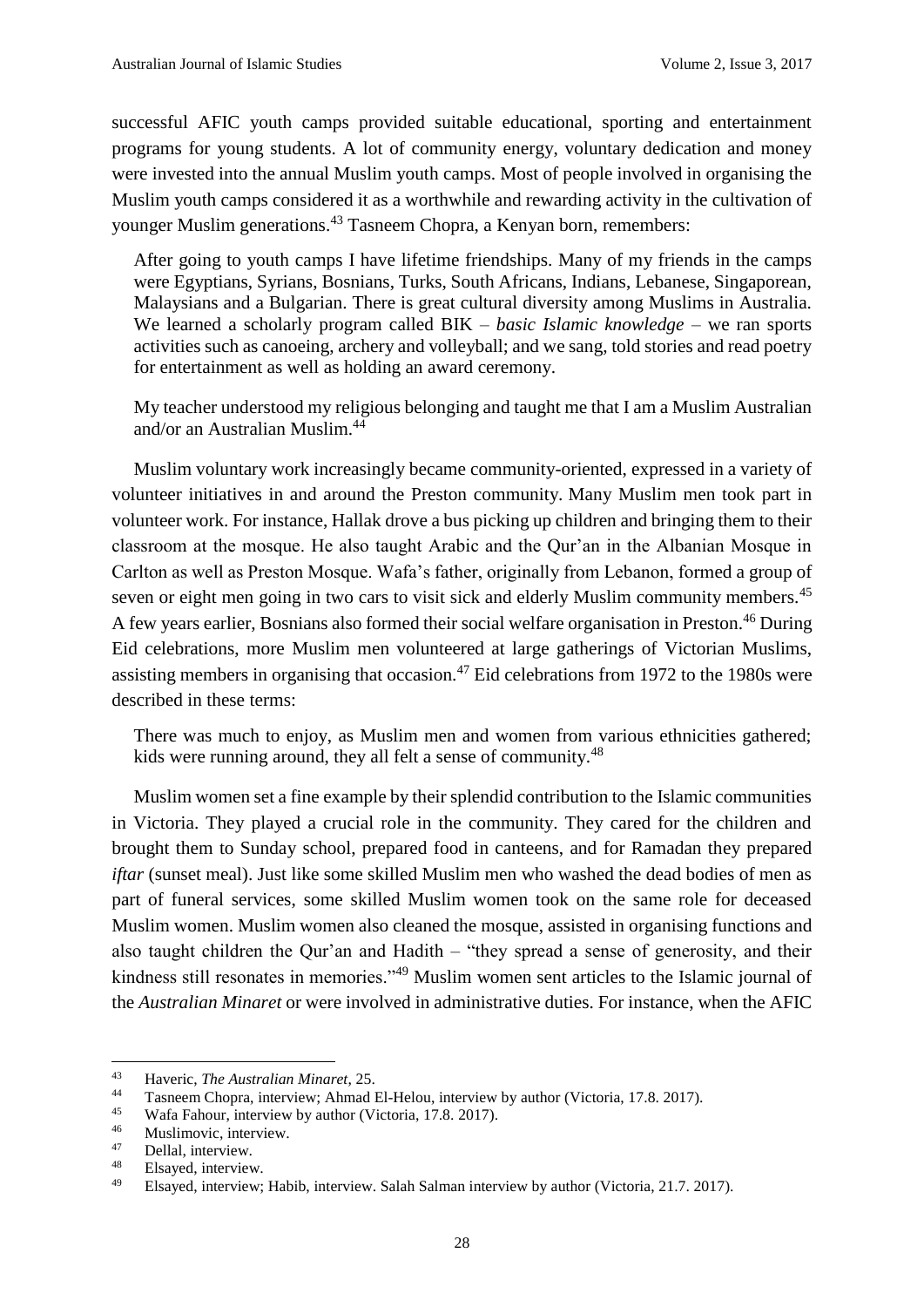successful AFIC youth camps provided suitable educational, sporting and entertainment programs for young students. A lot of community energy, voluntary dedication and money were invested into the annual Muslim youth camps. Most of people involved in organising the Muslim youth camps considered it as a worthwhile and rewarding activity in the cultivation of younger Muslim generations.[43] Tasneem Chopra, a Kenyan born, remembers:

> After going to youth camps I have lifetime friendships. Many of my friends in the camps were Egyptians, Syrians, Bosnians, Turks, South Africans, Indians, Lebanese, Singaporean, Malaysians and a Bulgarian. There is great cultural diversity among Muslims in Australia. We learned a scholarly program called BIK – *basic Islamic knowledge* – we ran sports activities such as canoeing, archery and volleyball; and we sang, told stories and read poetry for entertainment as well as holding an award ceremony.
>
> My teacher understood my religious belonging and taught me that I am a Muslim Australian and/or an Australian Muslim.[44]

Muslim voluntary work increasingly became community-oriented, expressed in a variety of volunteer initiatives in and around the Preston community. Many Muslim men took part in volunteer work. For instance, Hallak drove a bus picking up children and bringing them to their classroom at the mosque. He also taught Arabic and the Qur'an in the Albanian Mosque in Carlton as well as Preston Mosque. Wafa's father, originally from Lebanon, formed a group of seven or eight men going in two cars to visit sick and elderly Muslim community members.[45] A few years earlier, Bosnians also formed their social welfare organisation in Preston.[46] During Eid celebrations, more Muslim men volunteered at large gatherings of Victorian Muslims, assisting members in organising that occasion.[47] Eid celebrations from 1972 to the 1980s were described in these terms:

> There was much to enjoy, as Muslim men and women from various ethnicities gathered; kids were running around, they all felt a sense of community.[48]

Muslim women set a fine example by their splendid contribution to the Islamic communities in Victoria. They played a crucial role in the community. They cared for the children and brought them to Sunday school, prepared food in canteens, and for Ramadan they prepared *iftar* (sunset meal). Just like some skilled Muslim men who washed the dead bodies of men as part of funeral services, some skilled Muslim women took on the same role for deceased Muslim women. Muslim women also cleaned the mosque, assisted in organising functions and also taught children the Qur'an and Hadith – "they spread a sense of generosity, and their kindness still resonates in memories."[49] Muslim women sent articles to the Islamic journal of the *Australian Minaret* or were involved in administrative duties. For instance, when the AFIC

---

[43] Haveric, *The Australian Minaret*, 25.

[44] Tasneem Chopra, interview; Ahmad El-Helou, interview by author (Victoria, 17.8. 2017).

[45] Wafa Fahour, interview by author (Victoria, 17.8. 2017).

[46] Muslimovic, interview.

[47] Dellal, interview.

[48] Elsayed, interview.

[49] Elsayed, interview; Habib, interview. Salah Salman interview by author (Victoria, 21.7. 2017).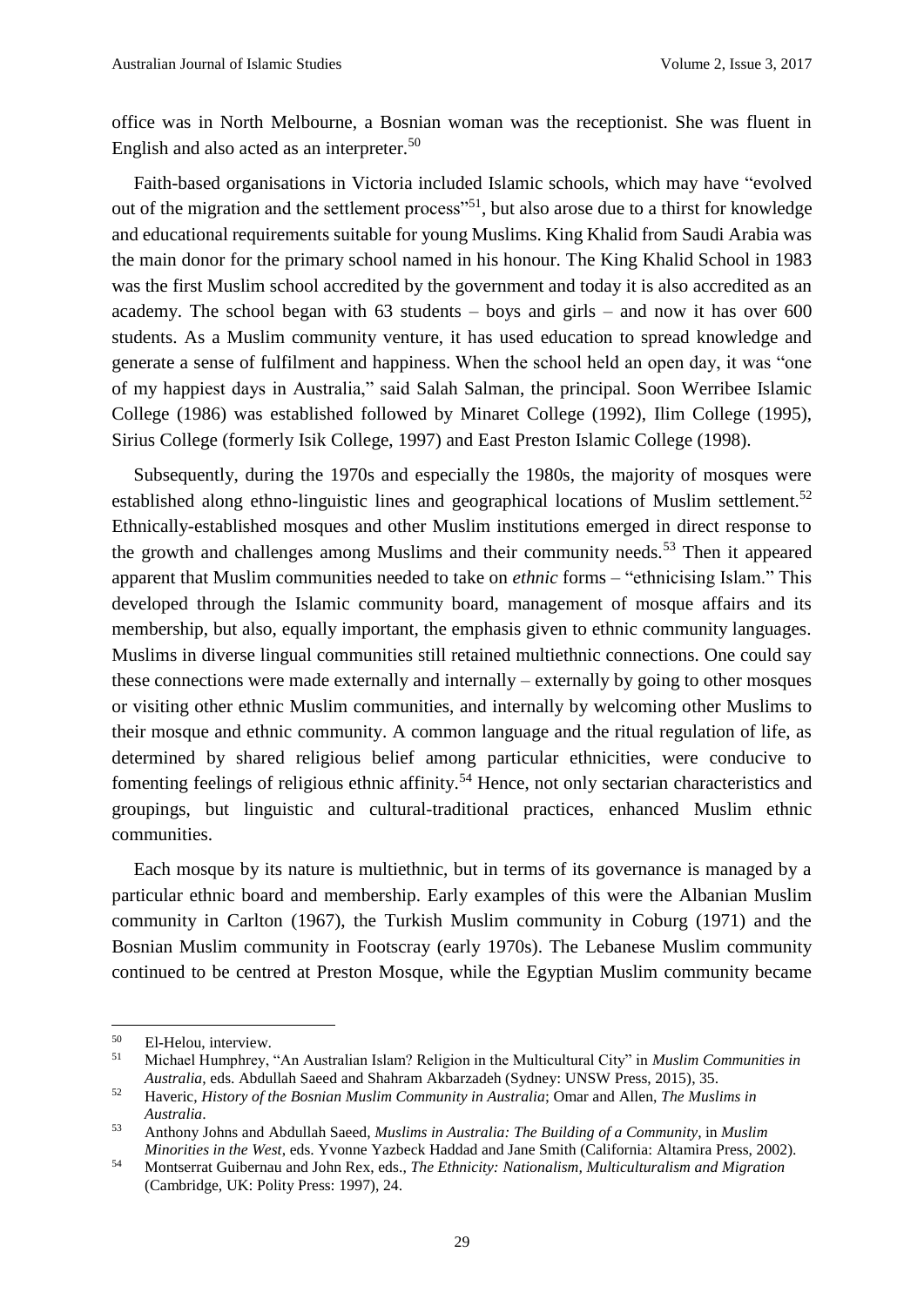office was in North Melbourne, a Bosnian woman was the receptionist. She was fluent in English and also acted as an interpreter.[50]

Faith-based organisations in Victoria included Islamic schools, which may have "evolved out of the migration and the settlement process"[51], but also arose due to a thirst for knowledge and educational requirements suitable for young Muslims. King Khalid from Saudi Arabia was the main donor for the primary school named in his honour. The King Khalid School in 1983 was the first Muslim school accredited by the government and today it is also accredited as an academy. The school began with 63 students – boys and girls – and now it has over 600 students. As a Muslim community venture, it has used education to spread knowledge and generate a sense of fulfilment and happiness. When the school held an open day, it was "one of my happiest days in Australia," said Salah Salman, the principal. Soon Werribee Islamic College (1986) was established followed by Minaret College (1992), Ilim College (1995), Sirius College (formerly Isik College, 1997) and East Preston Islamic College (1998).

Subsequently, during the 1970s and especially the 1980s, the majority of mosques were established along ethno-linguistic lines and geographical locations of Muslim settlement.[52] Ethnically-established mosques and other Muslim institutions emerged in direct response to the growth and challenges among Muslims and their community needs.[53] Then it appeared apparent that Muslim communities needed to take on *ethnic* forms – "ethnicising Islam." This developed through the Islamic community board, management of mosque affairs and its membership, but also, equally important, the emphasis given to ethnic community languages. Muslims in diverse lingual communities still retained multiethnic connections. One could say these connections were made externally and internally – externally by going to other mosques or visiting other ethnic Muslim communities, and internally by welcoming other Muslims to their mosque and ethnic community. A common language and the ritual regulation of life, as determined by shared religious belief among particular ethnicities, were conducive to fomenting feelings of religious ethnic affinity.[54] Hence, not only sectarian characteristics and groupings, but linguistic and cultural-traditional practices, enhanced Muslim ethnic communities.

Each mosque by its nature is multiethnic, but in terms of its governance is managed by a particular ethnic board and membership. Early examples of this were the Albanian Muslim community in Carlton (1967), the Turkish Muslim community in Coburg (1971) and the Bosnian Muslim community in Footscray (early 1970s). The Lebanese Muslim community continued to be centred at Preston Mosque, while the Egyptian Muslim community became

---

[50] El-Helou, interview.

[51] Michael Humphrey, "An Australian Islam? Religion in the Multicultural City" in *Muslim Communities in Australia*, eds. Abdullah Saeed and Shahram Akbarzadeh (Sydney: UNSW Press, 2015), 35.

[52] Haveric, *History of the Bosnian Muslim Community in Australia*; Omar and Allen, *The Muslims in Australia*.

[53] Anthony Johns and Abdullah Saeed, *Muslims in Australia: The Building of a Community*, in *Muslim Minorities in the West*, eds. Yvonne Yazbeck Haddad and Jane Smith (California: Altamira Press, 2002).

[54] Montserrat Guibernau and John Rex, eds., *The Ethnicity: Nationalism, Multiculturalism and Migration* (Cambridge, UK: Polity Press: 1997), 24.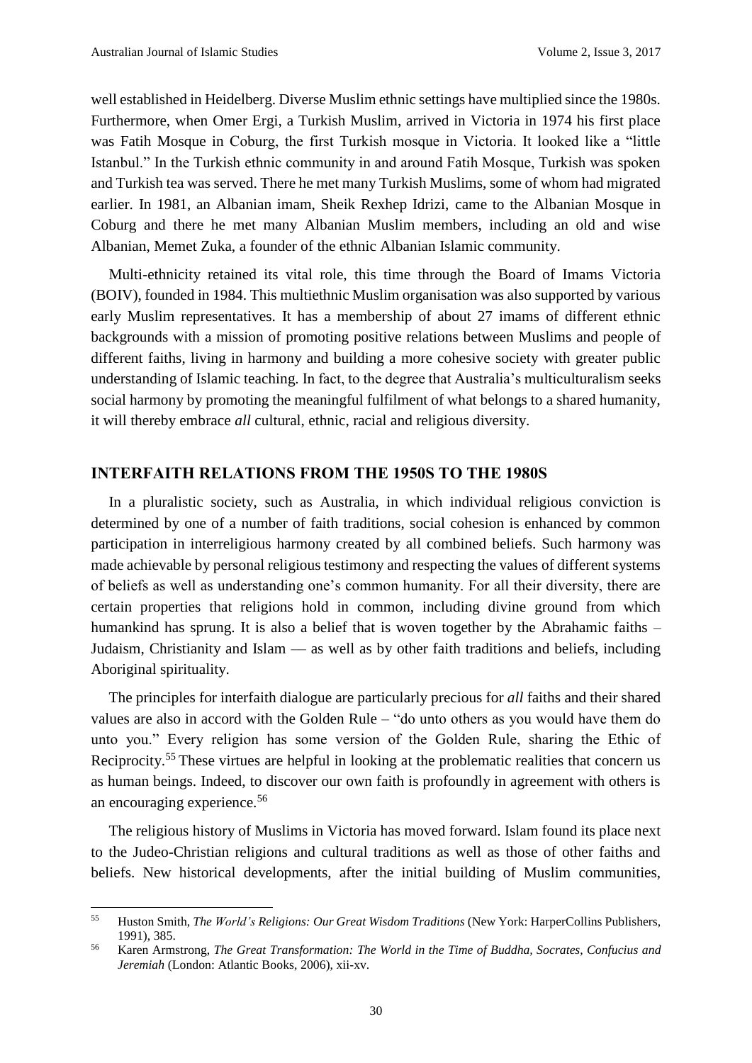well established in Heidelberg. Diverse Muslim ethnic settings have multiplied since the 1980s. Furthermore, when Omer Ergi, a Turkish Muslim, arrived in Victoria in 1974 his first place was Fatih Mosque in Coburg, the first Turkish mosque in Victoria. It looked like a "little Istanbul." In the Turkish ethnic community in and around Fatih Mosque, Turkish was spoken and Turkish tea was served. There he met many Turkish Muslims, some of whom had migrated earlier. In 1981, an Albanian imam, Sheik Rexhep Idrizi, came to the Albanian Mosque in Coburg and there he met many Albanian Muslim members, including an old and wise Albanian, Memet Zuka, a founder of the ethnic Albanian Islamic community.

Multi-ethnicity retained its vital role, this time through the Board of Imams Victoria (BOIV), founded in 1984. This multiethnic Muslim organisation was also supported by various early Muslim representatives. It has a membership of about 27 imams of different ethnic backgrounds with a mission of promoting positive relations between Muslims and people of different faiths, living in harmony and building a more cohesive society with greater public understanding of Islamic teaching. In fact, to the degree that Australia's multiculturalism seeks social harmony by promoting the meaningful fulfilment of what belongs to a shared humanity, it will thereby embrace *all* cultural, ethnic, racial and religious diversity.

## INTERFAITH RELATIONS FROM THE 1950S TO THE 1980S

In a pluralistic society, such as Australia, in which individual religious conviction is determined by one of a number of faith traditions, social cohesion is enhanced by common participation in interreligious harmony created by all combined beliefs. Such harmony was made achievable by personal religious testimony and respecting the values of different systems of beliefs as well as understanding one's common humanity. For all their diversity, there are certain properties that religions hold in common, including divine ground from which humankind has sprung. It is also a belief that is woven together by the Abrahamic faiths – Judaism, Christianity and Islam — as well as by other faith traditions and beliefs, including Aboriginal spirituality.

The principles for interfaith dialogue are particularly precious for *all* faiths and their shared values are also in accord with the Golden Rule – "do unto others as you would have them do unto you." Every religion has some version of the Golden Rule, sharing the Ethic of Reciprocity.[55] These virtues are helpful in looking at the problematic realities that concern us as human beings. Indeed, to discover our own faith is profoundly in agreement with others is an encouraging experience.[56]

The religious history of Muslims in Victoria has moved forward. Islam found its place next to the Judeo-Christian religions and cultural traditions as well as those of other faiths and beliefs. New historical developments, after the initial building of Muslim communities,

---

[55] Huston Smith, *The World's Religions: Our Great Wisdom Traditions* (New York: HarperCollins Publishers, 1991), 385.

[56] Karen Armstrong, *The Great Transformation: The World in the Time of Buddha, Socrates, Confucius and Jeremiah* (London: Atlantic Books, 2006), xii-xv.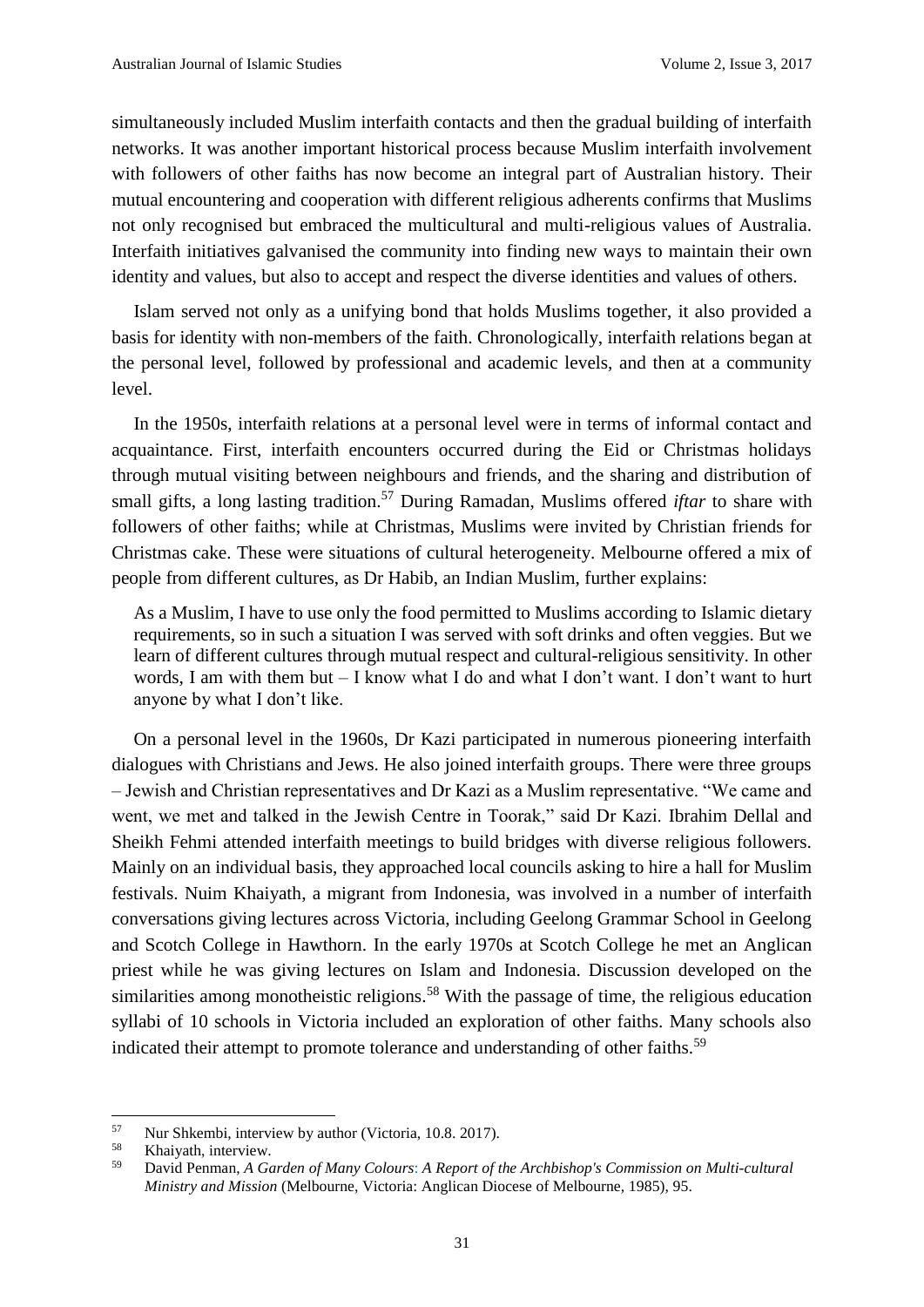simultaneously included Muslim interfaith contacts and then the gradual building of interfaith networks. It was another important historical process because Muslim interfaith involvement with followers of other faiths has now become an integral part of Australian history. Their mutual encountering and cooperation with different religious adherents confirms that Muslims not only recognised but embraced the multicultural and multi-religious values of Australia. Interfaith initiatives galvanised the community into finding new ways to maintain their own identity and values, but also to accept and respect the diverse identities and values of others.

Islam served not only as a unifying bond that holds Muslims together, it also provided a basis for identity with non-members of the faith. Chronologically, interfaith relations began at the personal level, followed by professional and academic levels, and then at a community level.

In the 1950s, interfaith relations at a personal level were in terms of informal contact and acquaintance. First, interfaith encounters occurred during the Eid or Christmas holidays through mutual visiting between neighbours and friends, and the sharing and distribution of small gifts, a long lasting tradition.[57] During Ramadan, Muslims offered *iftar* to share with followers of other faiths; while at Christmas, Muslims were invited by Christian friends for Christmas cake. These were situations of cultural heterogeneity. Melbourne offered a mix of people from different cultures, as Dr Habib, an Indian Muslim, further explains:

> As a Muslim, I have to use only the food permitted to Muslims according to Islamic dietary requirements, so in such a situation I was served with soft drinks and often veggies. But we learn of different cultures through mutual respect and cultural-religious sensitivity. In other words, I am with them but – I know what I do and what I don't want. I don't want to hurt anyone by what I don't like.

On a personal level in the 1960s, Dr Kazi participated in numerous pioneering interfaith dialogues with Christians and Jews. He also joined interfaith groups. There were three groups – Jewish and Christian representatives and Dr Kazi as a Muslim representative. "We came and went, we met and talked in the Jewish Centre in Toorak," said Dr Kazi. Ibrahim Dellal and Sheikh Fehmi attended interfaith meetings to build bridges with diverse religious followers. Mainly on an individual basis, they approached local councils asking to hire a hall for Muslim festivals. Nuim Khaiyath, a migrant from Indonesia, was involved in a number of interfaith conversations giving lectures across Victoria, including Geelong Grammar School in Geelong and Scotch College in Hawthorn. In the early 1970s at Scotch College he met an Anglican priest while he was giving lectures on Islam and Indonesia. Discussion developed on the similarities among monotheistic religions.[58] With the passage of time, the religious education syllabi of 10 schools in Victoria included an exploration of other faiths. Many schools also indicated their attempt to promote tolerance and understanding of other faiths.[59]

---

[57] Nur Shkembi, interview by author (Victoria, 10.8. 2017).

[58] Khaiyath, interview.

[59] David Penman, *A Garden of Many Colours*: *A Report of the Archbishop's Commission on Multi-cultural Ministry and Mission* (Melbourne, Victoria: Anglican Diocese of Melbourne, 1985), 95.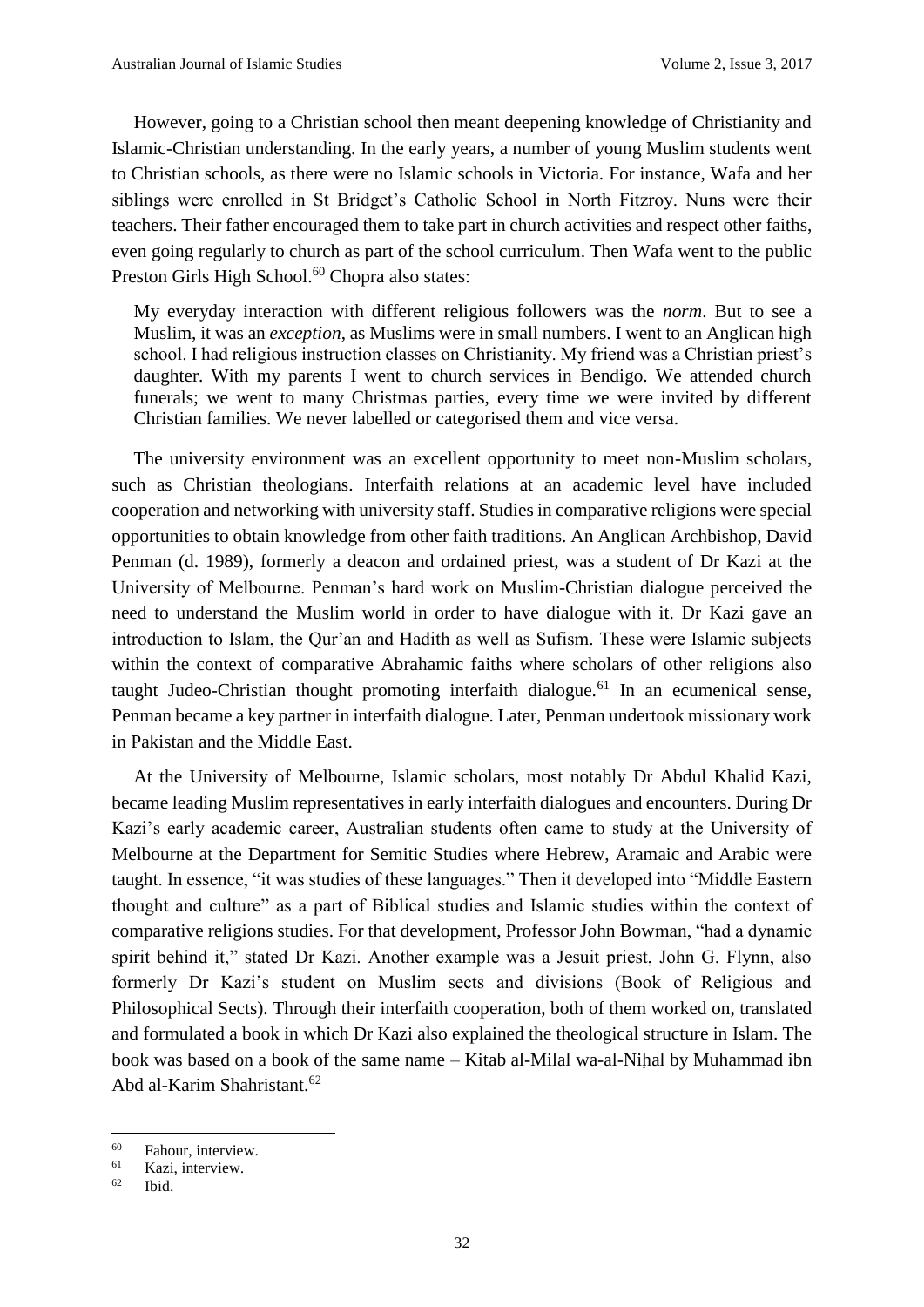However, going to a Christian school then meant deepening knowledge of Christianity and Islamic-Christian understanding. In the early years, a number of young Muslim students went to Christian schools, as there were no Islamic schools in Victoria. For instance, Wafa and her siblings were enrolled in St Bridget's Catholic School in North Fitzroy. Nuns were their teachers. Their father encouraged them to take part in church activities and respect other faiths, even going regularly to church as part of the school curriculum. Then Wafa went to the public Preston Girls High School.[60] Chopra also states:

> My everyday interaction with different religious followers was the *norm*. But to see a Muslim, it was an *exception*, as Muslims were in small numbers. I went to an Anglican high school. I had religious instruction classes on Christianity. My friend was a Christian priest's daughter. With my parents I went to church services in Bendigo. We attended church funerals; we went to many Christmas parties, every time we were invited by different Christian families. We never labelled or categorised them and vice versa.

The university environment was an excellent opportunity to meet non-Muslim scholars, such as Christian theologians. Interfaith relations at an academic level have included cooperation and networking with university staff. Studies in comparative religions were special opportunities to obtain knowledge from other faith traditions. An Anglican Archbishop, David Penman (d. 1989), formerly a deacon and ordained priest, was a student of Dr Kazi at the University of Melbourne. Penman's hard work on Muslim-Christian dialogue perceived the need to understand the Muslim world in order to have dialogue with it. Dr Kazi gave an introduction to Islam, the Qur'an and Hadith as well as Sufism. These were Islamic subjects within the context of comparative Abrahamic faiths where scholars of other religions also taught Judeo-Christian thought promoting interfaith dialogue.[61] In an ecumenical sense, Penman became a key partner in interfaith dialogue. Later, Penman undertook missionary work in Pakistan and the Middle East.

At the University of Melbourne, Islamic scholars, most notably Dr Abdul Khalid Kazi, became leading Muslim representatives in early interfaith dialogues and encounters. During Dr Kazi's early academic career, Australian students often came to study at the University of Melbourne at the Department for Semitic Studies where Hebrew, Aramaic and Arabic were taught. In essence, "it was studies of these languages." Then it developed into "Middle Eastern thought and culture" as a part of Biblical studies and Islamic studies within the context of comparative religions studies. For that development, Professor John Bowman, "had a dynamic spirit behind it," stated Dr Kazi. Another example was a Jesuit priest, John G. Flynn, also formerly Dr Kazi's student on Muslim sects and divisions (Book of Religious and Philosophical Sects). Through their interfaith cooperation, both of them worked on, translated and formulated a book in which Dr Kazi also explained the theological structure in Islam. The book was based on a book of the same name – Kitab al-Milal wa-al-Niḥal by Muhammad ibn Abd al-Karim Shahristant.[62]

---

[60] Fahour, interview.

[61] Kazi, interview.

[62] Ibid.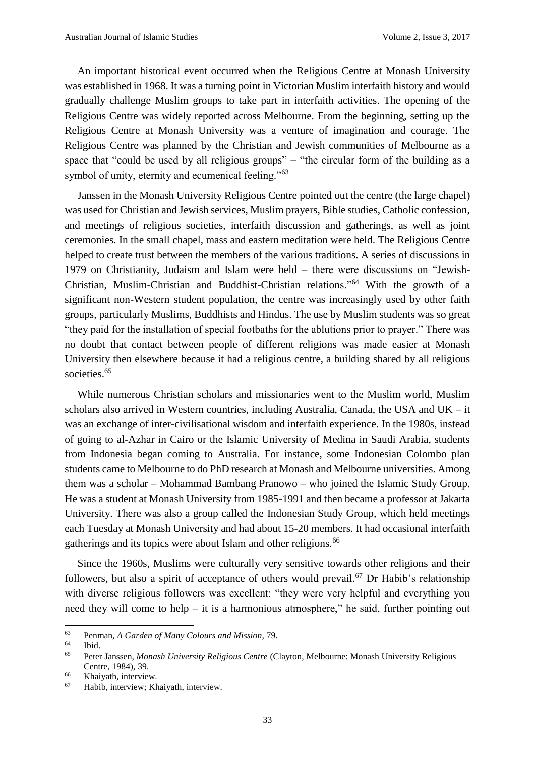An important historical event occurred when the Religious Centre at Monash University was established in 1968. It was a turning point in Victorian Muslim interfaith history and would gradually challenge Muslim groups to take part in interfaith activities. The opening of the Religious Centre was widely reported across Melbourne. From the beginning, setting up the Religious Centre at Monash University was a venture of imagination and courage. The Religious Centre was planned by the Christian and Jewish communities of Melbourne as a space that "could be used by all religious groups" – "the circular form of the building as a symbol of unity, eternity and ecumenical feeling."[63]

Janssen in the Monash University Religious Centre pointed out the centre (the large chapel) was used for Christian and Jewish services, Muslim prayers, Bible studies, Catholic confession, and meetings of religious societies, interfaith discussion and gatherings, as well as joint ceremonies. In the small chapel, mass and eastern meditation were held. The Religious Centre helped to create trust between the members of the various traditions. A series of discussions in 1979 on Christianity, Judaism and Islam were held – there were discussions on "Jewish-Christian, Muslim-Christian and Buddhist-Christian relations."[64] With the growth of a significant non-Western student population, the centre was increasingly used by other faith groups, particularly Muslims, Buddhists and Hindus. The use by Muslim students was so great "they paid for the installation of special footbaths for the ablutions prior to prayer." There was no doubt that contact between people of different religions was made easier at Monash University then elsewhere because it had a religious centre, a building shared by all religious societies.[65]

While numerous Christian scholars and missionaries went to the Muslim world, Muslim scholars also arrived in Western countries, including Australia, Canada, the USA and UK – it was an exchange of inter-civilisational wisdom and interfaith experience. In the 1980s, instead of going to al-Azhar in Cairo or the Islamic University of Medina in Saudi Arabia, students from Indonesia began coming to Australia. For instance, some Indonesian Colombo plan students came to Melbourne to do PhD research at Monash and Melbourne universities. Among them was a scholar – Mohammad Bambang Pranowo – who joined the Islamic Study Group. He was a student at Monash University from 1985-1991 and then became a professor at Jakarta University. There was also a group called the Indonesian Study Group, which held meetings each Tuesday at Monash University and had about 15-20 members. It had occasional interfaith gatherings and its topics were about Islam and other religions.[66]

Since the 1960s, Muslims were culturally very sensitive towards other religions and their followers, but also a spirit of acceptance of others would prevail.[67] Dr Habib's relationship with diverse religious followers was excellent: "they were very helpful and everything you need they will come to help – it is a harmonious atmosphere," he said, further pointing out

---

[63] Penman, *A Garden of Many Colours and Mission*, 79.

[64] Ibid.

[65] Peter Janssen, *Monash University Religious Centre* (Clayton, Melbourne: Monash University Religious Centre, 1984), 39.

[66] Khaiyath, interview.

[67] Habib, interview; Khaiyath, interview.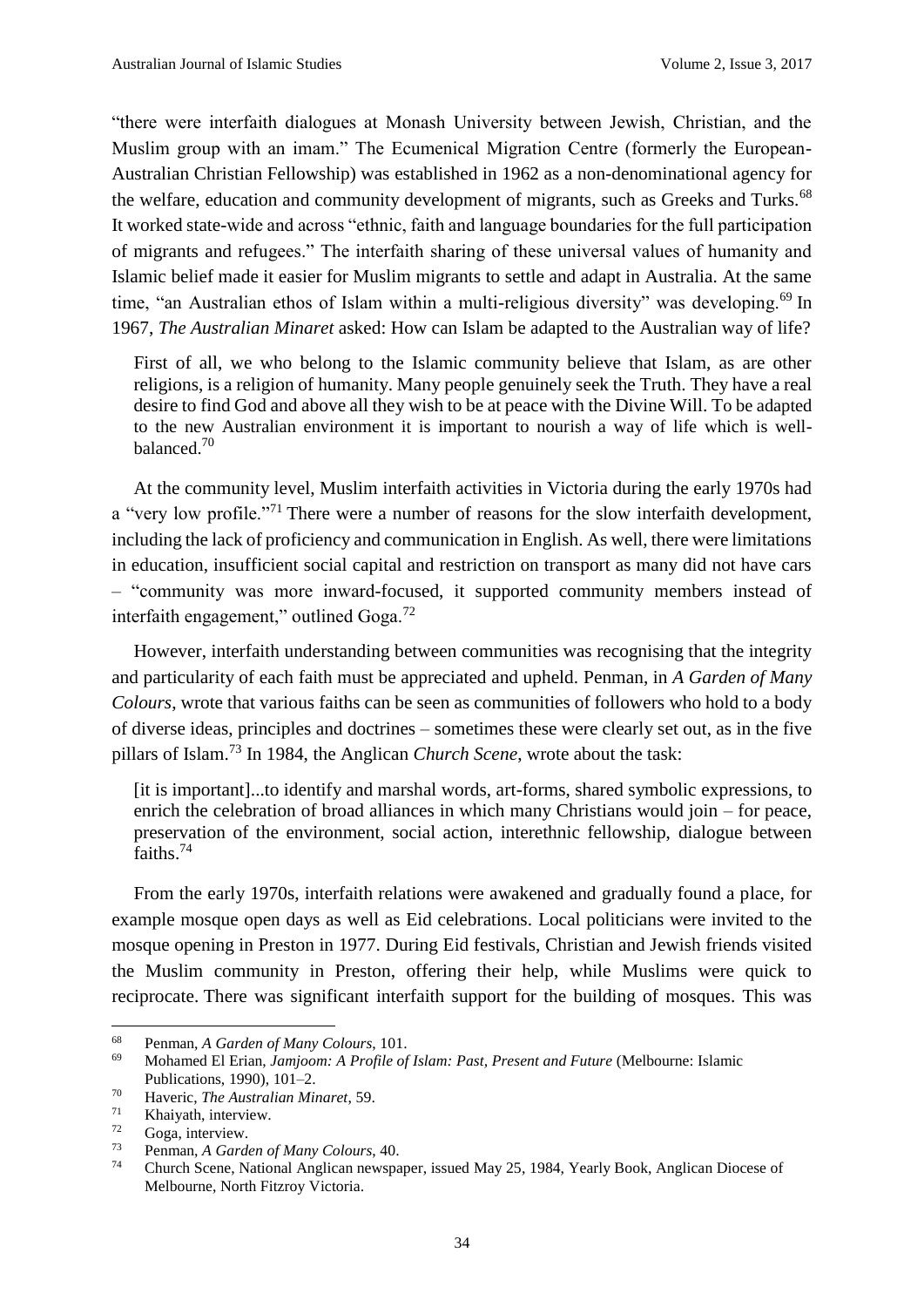"there were interfaith dialogues at Monash University between Jewish, Christian, and the Muslim group with an imam." The Ecumenical Migration Centre (formerly the European-Australian Christian Fellowship) was established in 1962 as a non-denominational agency for the welfare, education and community development of migrants, such as Greeks and Turks.[68] It worked state-wide and across "ethnic, faith and language boundaries for the full participation of migrants and refugees." The interfaith sharing of these universal values of humanity and Islamic belief made it easier for Muslim migrants to settle and adapt in Australia. At the same time, "an Australian ethos of Islam within a multi-religious diversity" was developing.[69] In 1967, *The Australian Minaret* asked: How can Islam be adapted to the Australian way of life?

> First of all, we who belong to the Islamic community believe that Islam, as are other religions, is a religion of humanity. Many people genuinely seek the Truth. They have a real desire to find God and above all they wish to be at peace with the Divine Will. To be adapted to the new Australian environment it is important to nourish a way of life which is well-balanced.[70]

At the community level, Muslim interfaith activities in Victoria during the early 1970s had a "very low profile."[71] There were a number of reasons for the slow interfaith development, including the lack of proficiency and communication in English. As well, there were limitations in education, insufficient social capital and restriction on transport as many did not have cars – "community was more inward-focused, it supported community members instead of interfaith engagement," outlined Goga.[72]

However, interfaith understanding between communities was recognising that the integrity and particularity of each faith must be appreciated and upheld. Penman, in *A Garden of Many Colours*, wrote that various faiths can be seen as communities of followers who hold to a body of diverse ideas, principles and doctrines – sometimes these were clearly set out, as in the five pillars of Islam.[73] In 1984, the Anglican *Church Scene*, wrote about the task:

> [it is important]...to identify and marshal words, art-forms, shared symbolic expressions, to enrich the celebration of broad alliances in which many Christians would join – for peace, preservation of the environment, social action, interethnic fellowship, dialogue between faiths.[74]

From the early 1970s, interfaith relations were awakened and gradually found a place, for example mosque open days as well as Eid celebrations. Local politicians were invited to the mosque opening in Preston in 1977. During Eid festivals, Christian and Jewish friends visited the Muslim community in Preston, offering their help, while Muslims were quick to reciprocate. There was significant interfaith support for the building of mosques. This was

---

[68] Penman, *A Garden of Many Colours*, 101.

[69] Mohamed El Erian, *Jamjoom: A Profile of Islam: Past, Present and Future* (Melbourne: Islamic Publications, 1990), 101–2.

[70] Haveric, *The Australian Minaret*, 59.

[71] Khaiyath, interview.

[72] Goga, interview.

[73] Penman, *A Garden of Many Colours*, 40.

[74] Church Scene, National Anglican newspaper, issued May 25, 1984, Yearly Book, Anglican Diocese of Melbourne, North Fitzroy Victoria.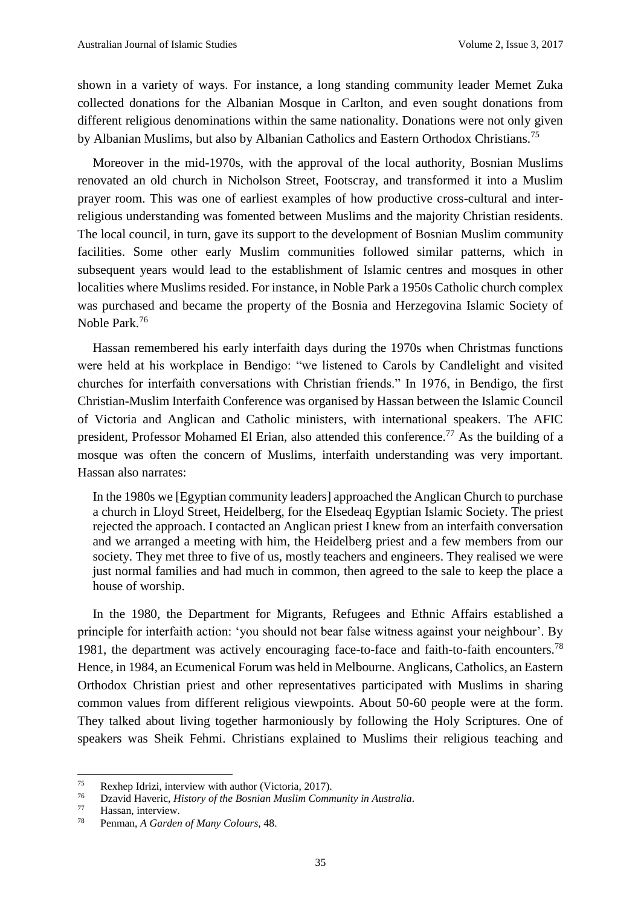shown in a variety of ways. For instance, a long standing community leader Memet Zuka collected donations for the Albanian Mosque in Carlton, and even sought donations from different religious denominations within the same nationality. Donations were not only given by Albanian Muslims, but also by Albanian Catholics and Eastern Orthodox Christians.[75]

Moreover in the mid-1970s, with the approval of the local authority, Bosnian Muslims renovated an old church in Nicholson Street, Footscray, and transformed it into a Muslim prayer room. This was one of earliest examples of how productive cross-cultural and inter-religious understanding was fomented between Muslims and the majority Christian residents. The local council, in turn, gave its support to the development of Bosnian Muslim community facilities. Some other early Muslim communities followed similar patterns, which in subsequent years would lead to the establishment of Islamic centres and mosques in other localities where Muslims resided. For instance, in Noble Park a 1950s Catholic church complex was purchased and became the property of the Bosnia and Herzegovina Islamic Society of Noble Park.[76]

Hassan remembered his early interfaith days during the 1970s when Christmas functions were held at his workplace in Bendigo: "we listened to Carols by Candlelight and visited churches for interfaith conversations with Christian friends." In 1976, in Bendigo, the first Christian-Muslim Interfaith Conference was organised by Hassan between the Islamic Council of Victoria and Anglican and Catholic ministers, with international speakers. The AFIC president, Professor Mohamed El Erian, also attended this conference.[77] As the building of a mosque was often the concern of Muslims, interfaith understanding was very important. Hassan also narrates:

> In the 1980s we [Egyptian community leaders] approached the Anglican Church to purchase a church in Lloyd Street, Heidelberg, for the Elsedeaq Egyptian Islamic Society. The priest rejected the approach. I contacted an Anglican priest I knew from an interfaith conversation and we arranged a meeting with him, the Heidelberg priest and a few members from our society. They met three to five of us, mostly teachers and engineers. They realised we were just normal families and had much in common, then agreed to the sale to keep the place a house of worship.

In the 1980, the Department for Migrants, Refugees and Ethnic Affairs established a principle for interfaith action: 'you should not bear false witness against your neighbour'. By 1981, the department was actively encouraging face-to-face and faith-to-faith encounters.[78] Hence, in 1984, an Ecumenical Forum was held in Melbourne. Anglicans, Catholics, an Eastern Orthodox Christian priest and other representatives participated with Muslims in sharing common values from different religious viewpoints. About 50-60 people were at the form. They talked about living together harmoniously by following the Holy Scriptures. One of speakers was Sheik Fehmi. Christians explained to Muslims their religious teaching and

---

[75] Rexhep Idrizi, interview with author (Victoria, 2017).

[76] Dzavid Haveric, *History of the Bosnian Muslim Community in Australia*.

[77] Hassan, interview.

[78] Penman, *A Garden of Many Colours*, 48.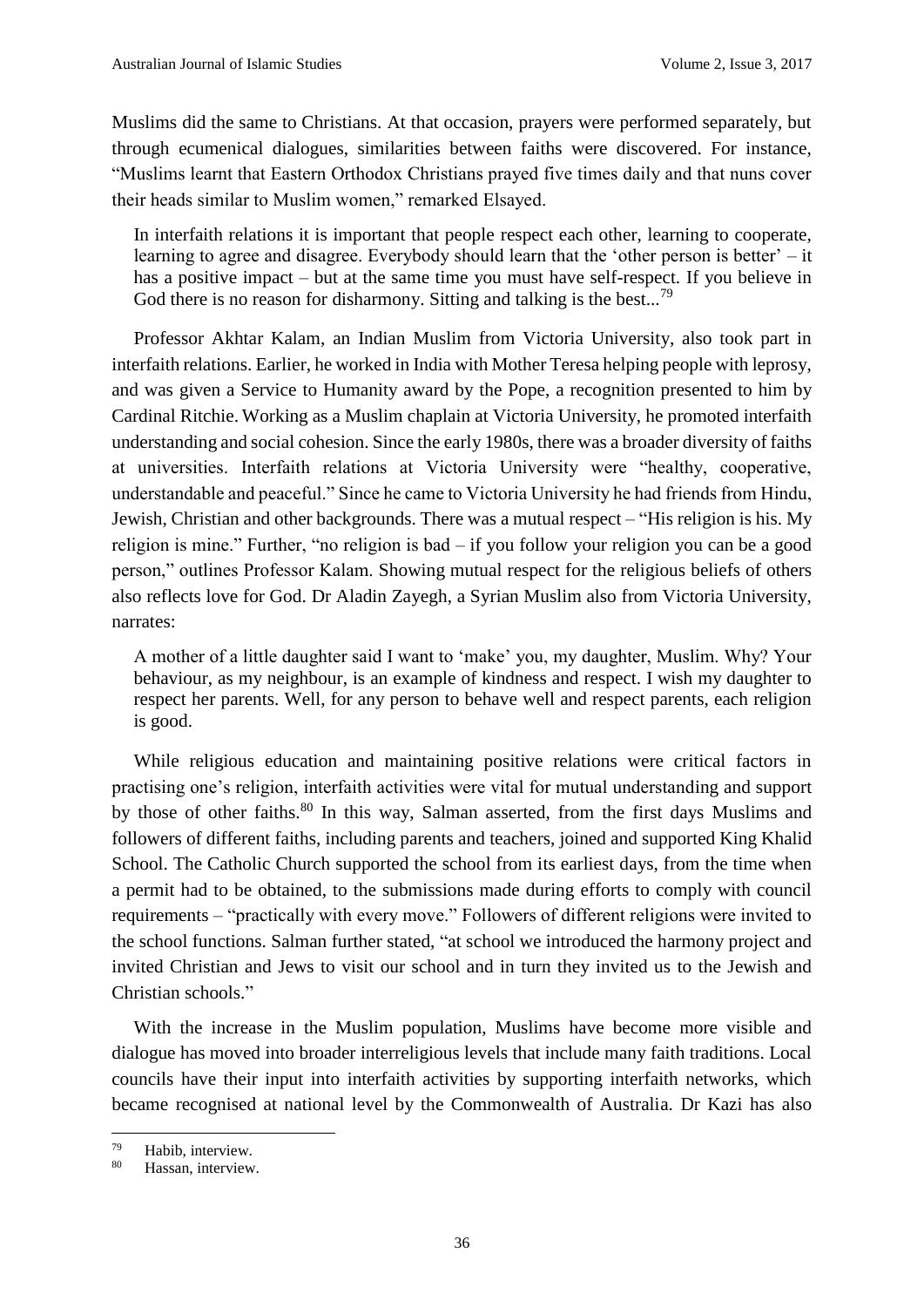Muslims did the same to Christians. At that occasion, prayers were performed separately, but through ecumenical dialogues, similarities between faiths were discovered. For instance, "Muslims learnt that Eastern Orthodox Christians prayed five times daily and that nuns cover their heads similar to Muslim women," remarked Elsayed.

> In interfaith relations it is important that people respect each other, learning to cooperate, learning to agree and disagree. Everybody should learn that the 'other person is better' – it has a positive impact – but at the same time you must have self-respect. If you believe in God there is no reason for disharmony. Sitting and talking is the best...[79]

Professor Akhtar Kalam, an Indian Muslim from Victoria University, also took part in interfaith relations. Earlier, he worked in India with Mother Teresa helping people with leprosy, and was given a Service to Humanity award by the Pope, a recognition presented to him by Cardinal Ritchie. Working as a Muslim chaplain at Victoria University, he promoted interfaith understanding and social cohesion. Since the early 1980s, there was a broader diversity of faiths at universities. Interfaith relations at Victoria University were "healthy, cooperative, understandable and peaceful." Since he came to Victoria University he had friends from Hindu, Jewish, Christian and other backgrounds. There was a mutual respect – "His religion is his. My religion is mine." Further, "no religion is bad – if you follow your religion you can be a good person," outlines Professor Kalam. Showing mutual respect for the religious beliefs of others also reflects love for God. Dr Aladin Zayegh, a Syrian Muslim also from Victoria University, narrates:

> A mother of a little daughter said I want to 'make' you, my daughter, Muslim. Why? Your behaviour, as my neighbour, is an example of kindness and respect. I wish my daughter to respect her parents. Well, for any person to behave well and respect parents, each religion is good.

While religious education and maintaining positive relations were critical factors in practising one's religion, interfaith activities were vital for mutual understanding and support by those of other faiths.[80] In this way, Salman asserted, from the first days Muslims and followers of different faiths, including parents and teachers, joined and supported King Khalid School. The Catholic Church supported the school from its earliest days, from the time when a permit had to be obtained, to the submissions made during efforts to comply with council requirements – "practically with every move." Followers of different religions were invited to the school functions. Salman further stated, "at school we introduced the harmony project and invited Christian and Jews to visit our school and in turn they invited us to the Jewish and Christian schools."

With the increase in the Muslim population, Muslims have become more visible and dialogue has moved into broader interreligious levels that include many faith traditions. Local councils have their input into interfaith activities by supporting interfaith networks, which became recognised at national level by the Commonwealth of Australia. Dr Kazi has also

---

[79] Habib, interview.

[80] Hassan, interview.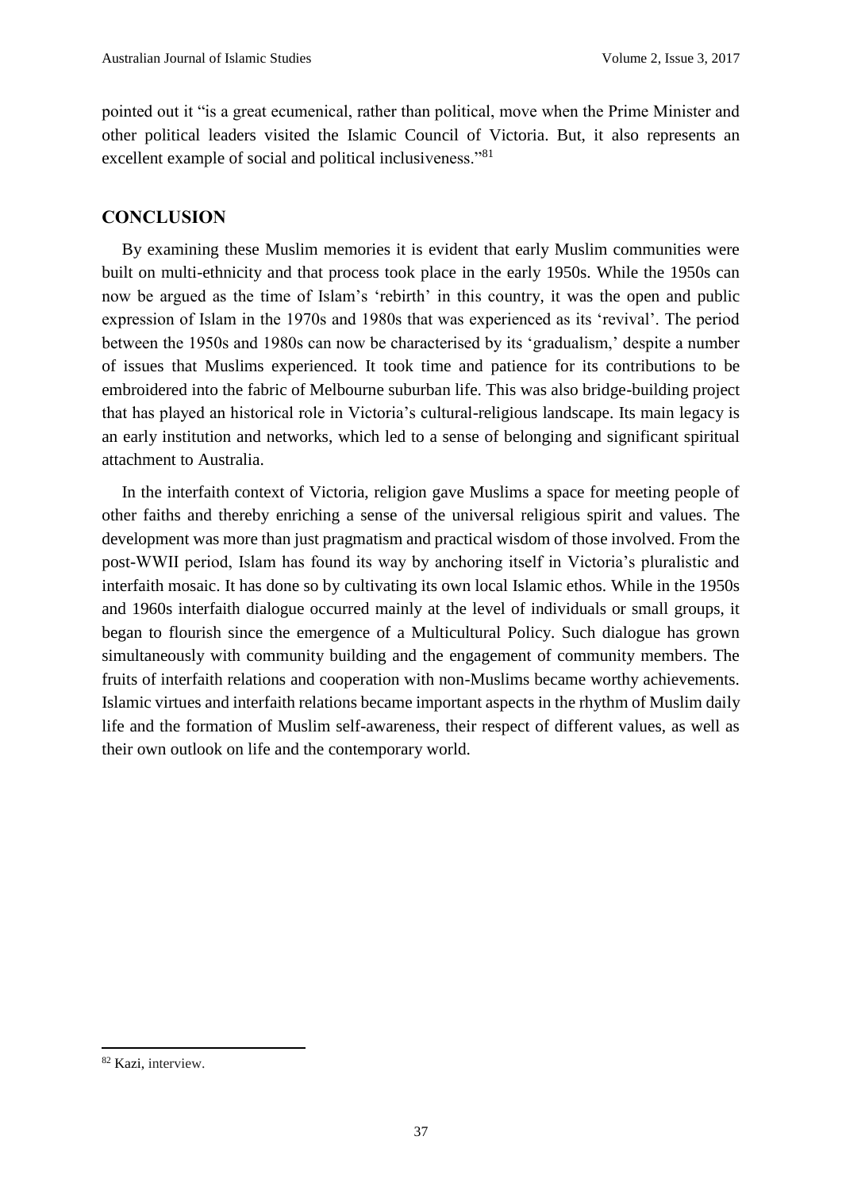pointed out it "is a great ecumenical, rather than political, move when the Prime Minister and other political leaders visited the Islamic Council of Victoria. But, it also represents an excellent example of social and political inclusiveness."[81]

## CONCLUSION

By examining these Muslim memories it is evident that early Muslim communities were built on multi-ethnicity and that process took place in the early 1950s. While the 1950s can now be argued as the time of Islam's 'rebirth' in this country, it was the open and public expression of Islam in the 1970s and 1980s that was experienced as its 'revival'. The period between the 1950s and 1980s can now be characterised by its 'gradualism,' despite a number of issues that Muslims experienced. It took time and patience for its contributions to be embroidered into the fabric of Melbourne suburban life. This was also bridge-building project that has played an historical role in Victoria's cultural-religious landscape. Its main legacy is an early institution and networks, which led to a sense of belonging and significant spiritual attachment to Australia.

In the interfaith context of Victoria, religion gave Muslims a space for meeting people of other faiths and thereby enriching a sense of the universal religious spirit and values. The development was more than just pragmatism and practical wisdom of those involved. From the post-WWII period, Islam has found its way by anchoring itself in Victoria's pluralistic and interfaith mosaic. It has done so by cultivating its own local Islamic ethos. While in the 1950s and 1960s interfaith dialogue occurred mainly at the level of individuals or small groups, it began to flourish since the emergence of a Multicultural Policy. Such dialogue has grown simultaneously with community building and the engagement of community members. The fruits of interfaith relations and cooperation with non-Muslims became worthy achievements. Islamic virtues and interfaith relations became important aspects in the rhythm of Muslim daily life and the formation of Muslim self-awareness, their respect of different values, as well as their own outlook on life and the contemporary world.

[82] Kazi, interview.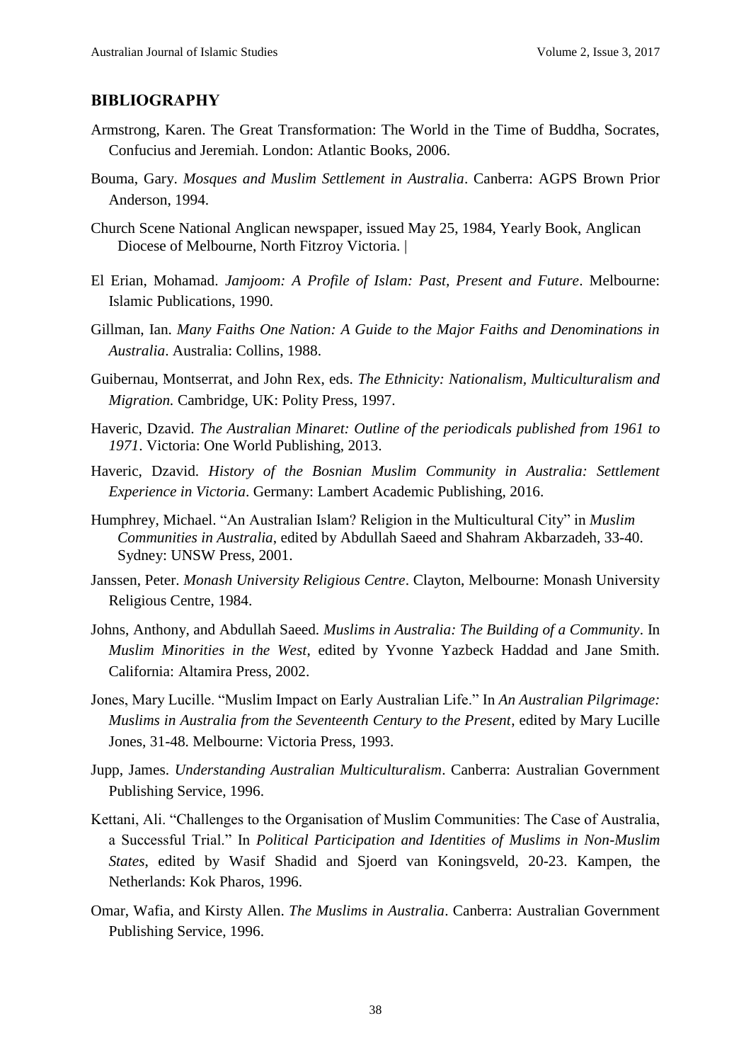## BIBLIOGRAPHY

Armstrong, Karen. The Great Transformation: The World in the Time of Buddha, Socrates, Confucius and Jeremiah. London: Atlantic Books, 2006.

Bouma, Gary. *Mosques and Muslim Settlement in Australia*. Canberra: AGPS Brown Prior Anderson, 1994.

Church Scene National Anglican newspaper, issued May 25, 1984, Yearly Book, Anglican Diocese of Melbourne, North Fitzroy Victoria. |

El Erian, Mohamad. *Jamjoom: A Profile of Islam: Past, Present and Future*. Melbourne: Islamic Publications, 1990.

Gillman, Ian. *Many Faiths One Nation: A Guide to the Major Faiths and Denominations in Australia*. Australia: Collins, 1988.

Guibernau, Montserrat, and John Rex, eds. *The Ethnicity: Nationalism, Multiculturalism and Migration.* Cambridge, UK: Polity Press, 1997.

Haveric, Dzavid. *The Australian Minaret: Outline of the periodicals published from 1961 to 1971*. Victoria: One World Publishing, 2013.

Haveric, Dzavid. *History of the Bosnian Muslim Community in Australia: Settlement Experience in Victoria*. Germany: Lambert Academic Publishing, 2016.

Humphrey, Michael. "An Australian Islam? Religion in the Multicultural City" in *Muslim Communities in Australia*, edited by Abdullah Saeed and Shahram Akbarzadeh, 33-40. Sydney: UNSW Press, 2001.

Janssen, Peter. *Monash University Religious Centre*. Clayton, Melbourne: Monash University Religious Centre, 1984.

Johns, Anthony, and Abdullah Saeed. *Muslims in Australia: The Building of a Community*. In *Muslim Minorities in the West*, edited by Yvonne Yazbeck Haddad and Jane Smith. California: Altamira Press, 2002.

Jones, Mary Lucille. "Muslim Impact on Early Australian Life." In *An Australian Pilgrimage: Muslims in Australia from the Seventeenth Century to the Present*, edited by Mary Lucille Jones, 31-48. Melbourne: Victoria Press, 1993.

Jupp, James. *Understanding Australian Multiculturalism*. Canberra: Australian Government Publishing Service, 1996.

Kettani, Ali. "Challenges to the Organisation of Muslim Communities: The Case of Australia, a Successful Trial." In *Political Participation and Identities of Muslims in Non-Muslim States*, edited by Wasif Shadid and Sjoerd van Koningsveld, 20-23. Kampen, the Netherlands: Kok Pharos, 1996.

Omar, Wafia, and Kirsty Allen. *The Muslims in Australia*. Canberra: Australian Government Publishing Service, 1996.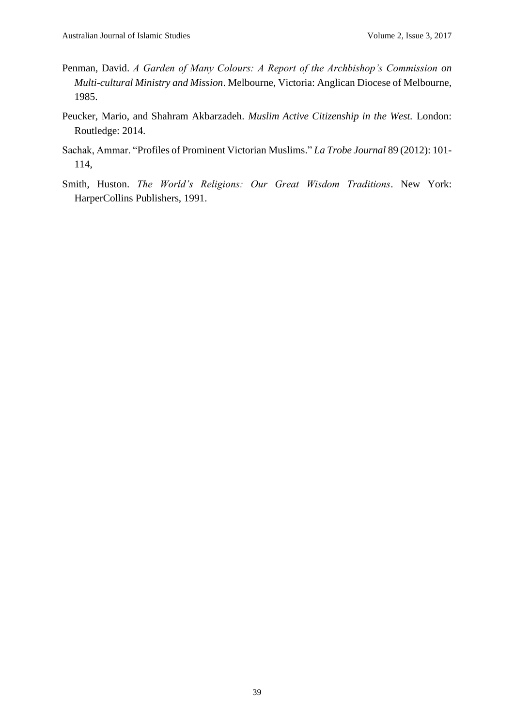Penman, David. *A Garden of Many Colours: A Report of the Archbishop's Commission on Multi-cultural Ministry and Mission*. Melbourne, Victoria: Anglican Diocese of Melbourne, 1985.

Peucker, Mario, and Shahram Akbarzadeh. *Muslim Active Citizenship in the West.* London: Routledge: 2014.

Sachak, Ammar. "Profiles of Prominent Victorian Muslims." *La Trobe Journal* 89 (2012): 101-114,

Smith, Huston. *The World's Religions: Our Great Wisdom Traditions*. New York: HarperCollins Publishers, 1991.